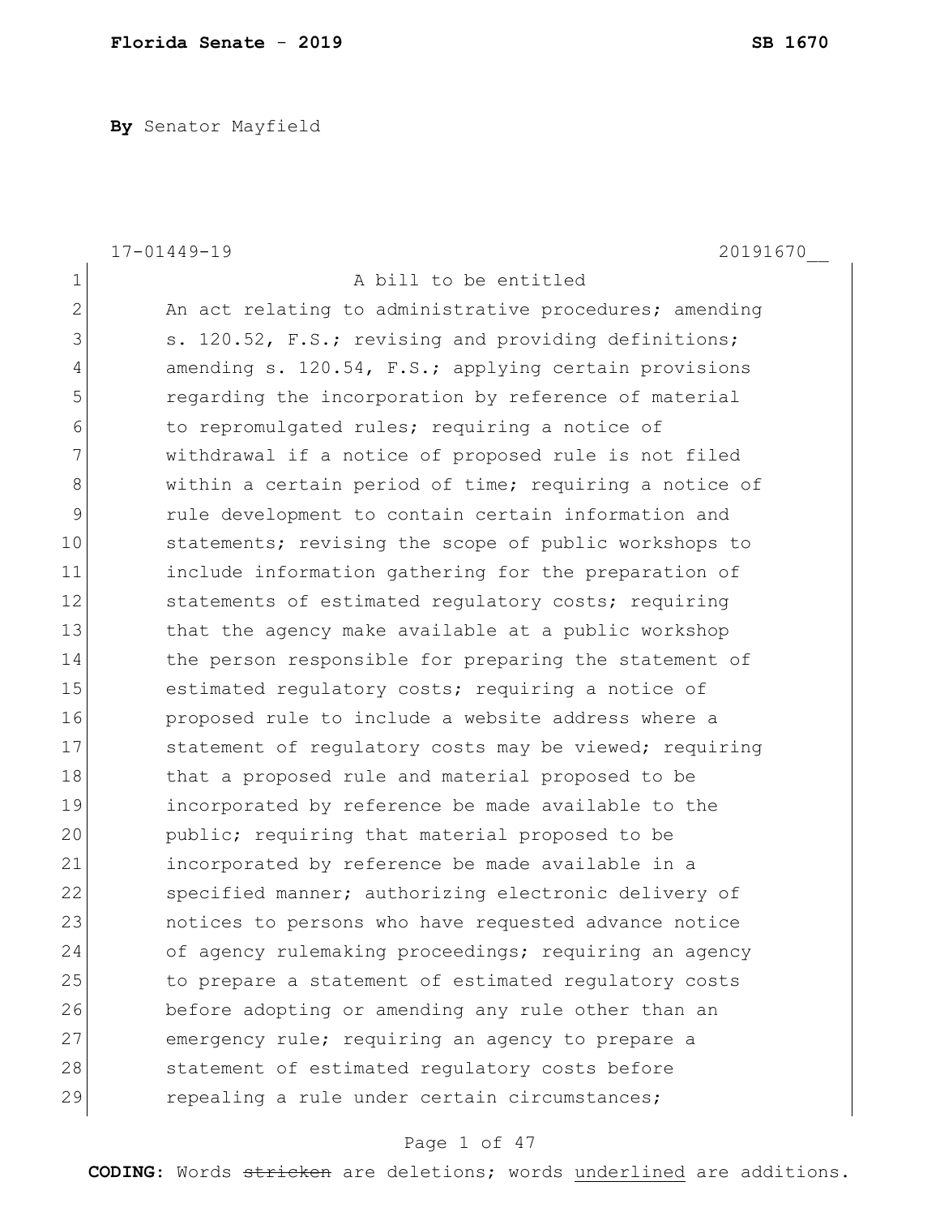**Florida Senate** - **2019** **SB 1670**

**By** Senator Mayfield

17-01449-19 20191670__

A bill to be entitled

An act relating to administrative procedures; amending s. 120.52, F.S.; revising and providing definitions; amending s. 120.54, F.S.; applying certain provisions regarding the incorporation by reference of material to repromulgated rules; requiring a notice of withdrawal if a notice of proposed rule is not filed within a certain period of time; requiring a notice of rule development to contain certain information and statements; revising the scope of public workshops to include information gathering for the preparation of statements of estimated regulatory costs; requiring that the agency make available at a public workshop the person responsible for preparing the statement of estimated regulatory costs; requiring a notice of proposed rule to include a website address where a statement of regulatory costs may be viewed; requiring that a proposed rule and material proposed to be incorporated by reference be made available to the public; requiring that material proposed to be incorporated by reference be made available in a specified manner; authorizing electronic delivery of notices to persons who have requested advance notice of agency rulemaking proceedings; requiring an agency to prepare a statement of estimated regulatory costs before adopting or amending any rule other than an emergency rule; requiring an agency to prepare a statement of estimated regulatory costs before repealing a rule under certain circumstances;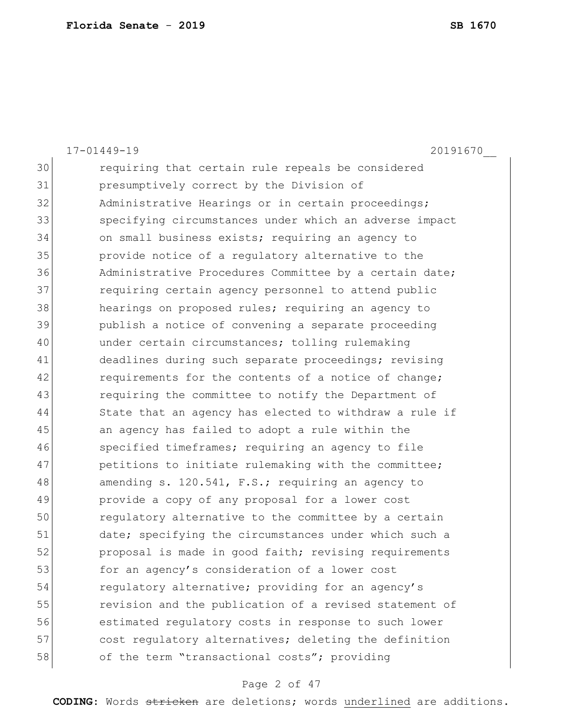requiring that certain rule repeals be considered presumptively correct by the Division of Administrative Hearings or in certain proceedings; specifying circumstances under which an adverse impact on small business exists; requiring an agency to provide notice of a regulatory alternative to the Administrative Procedures Committee by a certain date; requiring certain agency personnel to attend public hearings on proposed rules; requiring an agency to publish a notice of convening a separate proceeding under certain circumstances; tolling rulemaking deadlines during such separate proceedings; revising requirements for the contents of a notice of change; requiring the committee to notify the Department of State that an agency has elected to withdraw a rule if an agency has failed to adopt a rule within the specified timeframes; requiring an agency to file petitions to initiate rulemaking with the committee; amending s. 120.541, F.S.; requiring an agency to provide a copy of any proposal for a lower cost regulatory alternative to the committee by a certain date; specifying the circumstances under which such a proposal is made in good faith; revising requirements for an agency's consideration of a lower cost regulatory alternative; providing for an agency's revision and the publication of a revised statement of estimated regulatory costs in response to such lower cost regulatory alternatives; deleting the definition of the term "transactional costs"; providing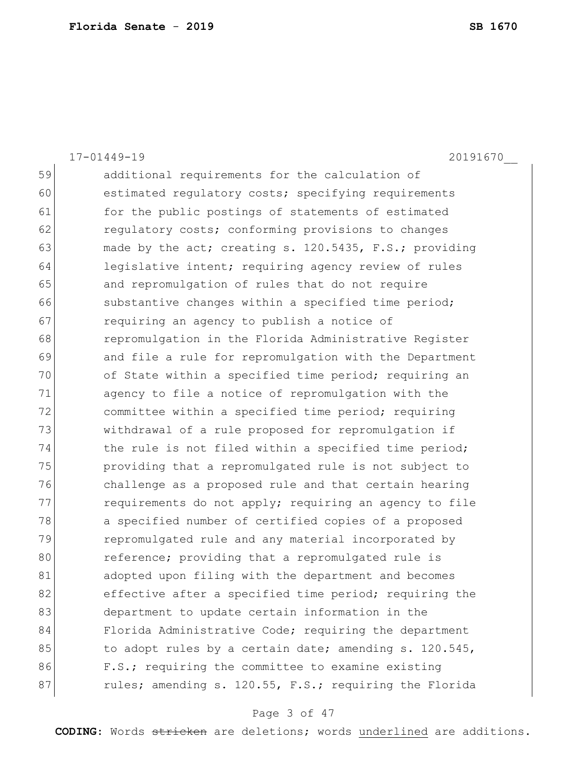17-01449-19 20191670__

59 additional requirements for the calculation of
60 estimated regulatory costs; specifying requirements
61 for the public postings of statements of estimated
62 regulatory costs; conforming provisions to changes
63 made by the act; creating s. 120.5435, F.S.; providing
64 legislative intent; requiring agency review of rules
65 and repromulgation of rules that do not require
66 substantive changes within a specified time period;
67 requiring an agency to publish a notice of
68 repromulgation in the Florida Administrative Register
69 and file a rule for repromulgation with the Department
70 of State within a specified time period; requiring an
71 agency to file a notice of repromulgation with the
72 committee within a specified time period; requiring
73 withdrawal of a rule proposed for repromulgation if
74 the rule is not filed within a specified time period;
75 providing that a repromulgated rule is not subject to
76 challenge as a proposed rule and that certain hearing
77 requirements do not apply; requiring an agency to file
78 a specified number of certified copies of a proposed
79 repromulgated rule and any material incorporated by
80 reference; providing that a repromulgated rule is
81 adopted upon filing with the department and becomes
82 effective after a specified time period; requiring the
83 department to update certain information in the
84 Florida Administrative Code; requiring the department
85 to adopt rules by a certain date; amending s. 120.545,
86 F.S.; requiring the committee to examine existing
87 rules; amending s. 120.55, F.S.; requiring the Florida

**CODING:** Words ~~stricken~~ are deletions; words <u>underlined</u> are additions.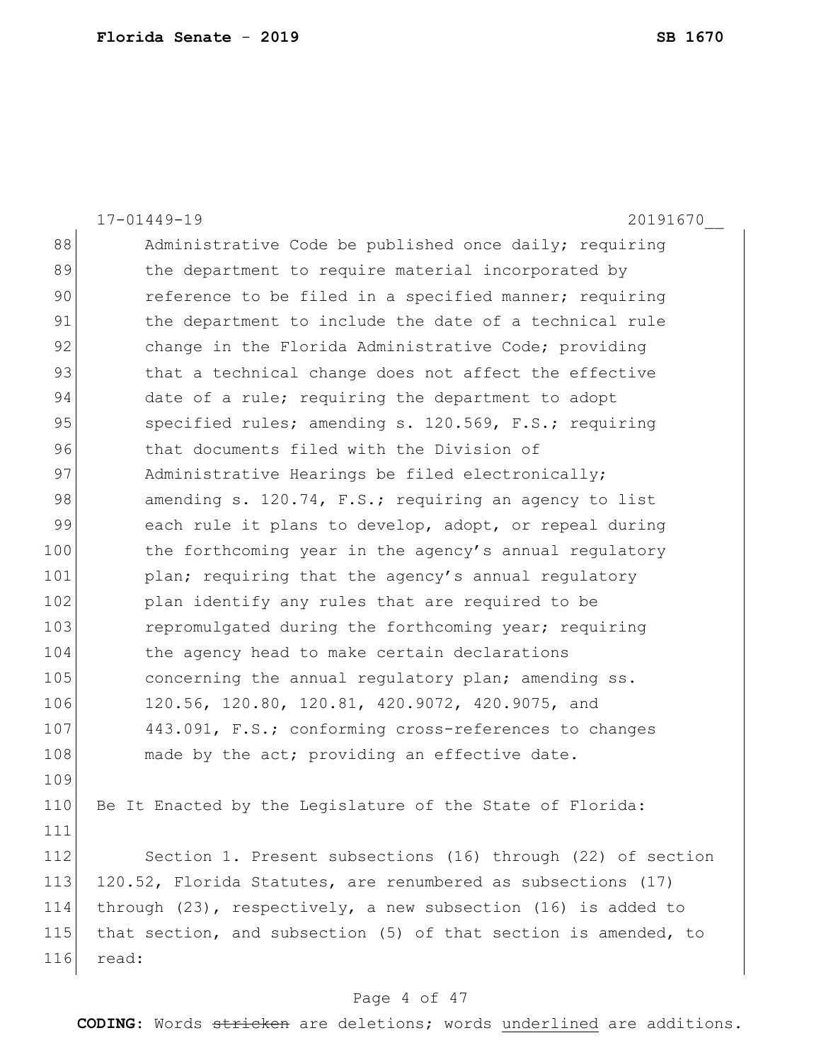Administrative Code be published once daily; requiring the department to require material incorporated by reference to be filed in a specified manner; requiring the department to include the date of a technical rule change in the Florida Administrative Code; providing that a technical change does not affect the effective date of a rule; requiring the department to adopt specified rules; amending s. 120.569, F.S.; requiring that documents filed with the Division of Administrative Hearings be filed electronically; amending s. 120.74, F.S.; requiring an agency to list each rule it plans to develop, adopt, or repeal during the forthcoming year in the agency's annual regulatory plan; requiring that the agency's annual regulatory plan identify any rules that are required to be repromulgated during the forthcoming year; requiring the agency head to make certain declarations concerning the annual regulatory plan; amending ss. 120.56, 120.80, 120.81, 420.9072, 420.9075, and 443.091, F.S.; conforming cross-references to changes made by the act; providing an effective date.

Be It Enacted by the Legislature of the State of Florida:

Section 1. Present subsections (16) through (22) of section 120.52, Florida Statutes, are renumbered as subsections (17) through (23), respectively, a new subsection (16) is added to that section, and subsection (5) of that section is amended, to read: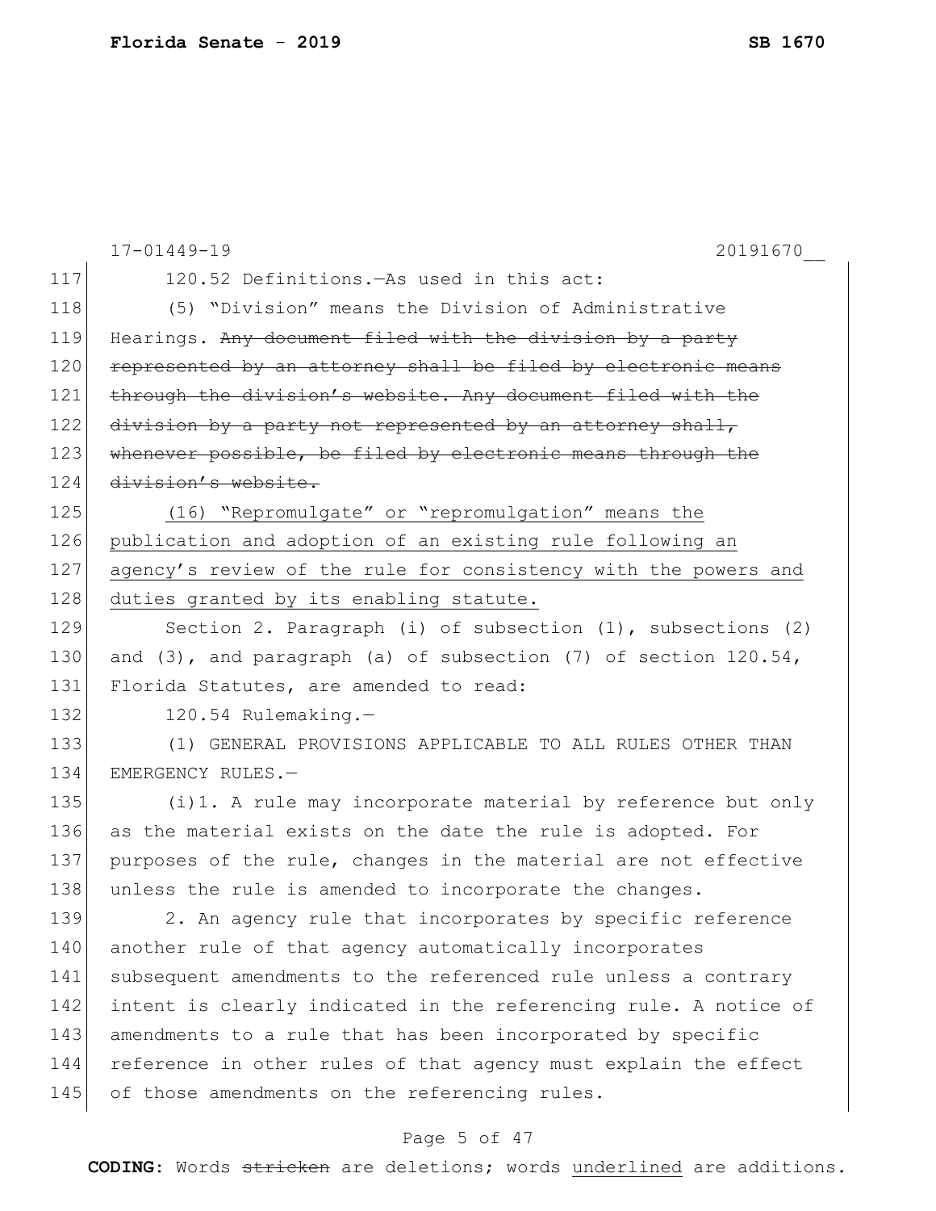120.52 Definitions.—As used in this act:

(5) "Division" means the Division of Administrative Hearings. ~~Any document filed with the division by a party represented by an attorney shall be filed by electronic means through the division's website. Any document filed with the division by a party not represented by an attorney shall, whenever possible, be filed by electronic means through the division's website.~~

<u>(16) "Repromulgate" or "repromulgation" means the publication and adoption of an existing rule following an agency's review of the rule for consistency with the powers and duties granted by its enabling statute.</u>

Section 2. Paragraph (i) of subsection (1), subsections (2) and (3), and paragraph (a) of subsection (7) of section 120.54, Florida Statutes, are amended to read:

120.54 Rulemaking.—

(1) GENERAL PROVISIONS APPLICABLE TO ALL RULES OTHER THAN EMERGENCY RULES.—

(i)1. A rule may incorporate material by reference but only as the material exists on the date the rule is adopted. For purposes of the rule, changes in the material are not effective unless the rule is amended to incorporate the changes.

2. An agency rule that incorporates by specific reference another rule of that agency automatically incorporates subsequent amendments to the referenced rule unless a contrary intent is clearly indicated in the referencing rule. A notice of amendments to a rule that has been incorporated by specific reference in other rules of that agency must explain the effect of those amendments on the referencing rules.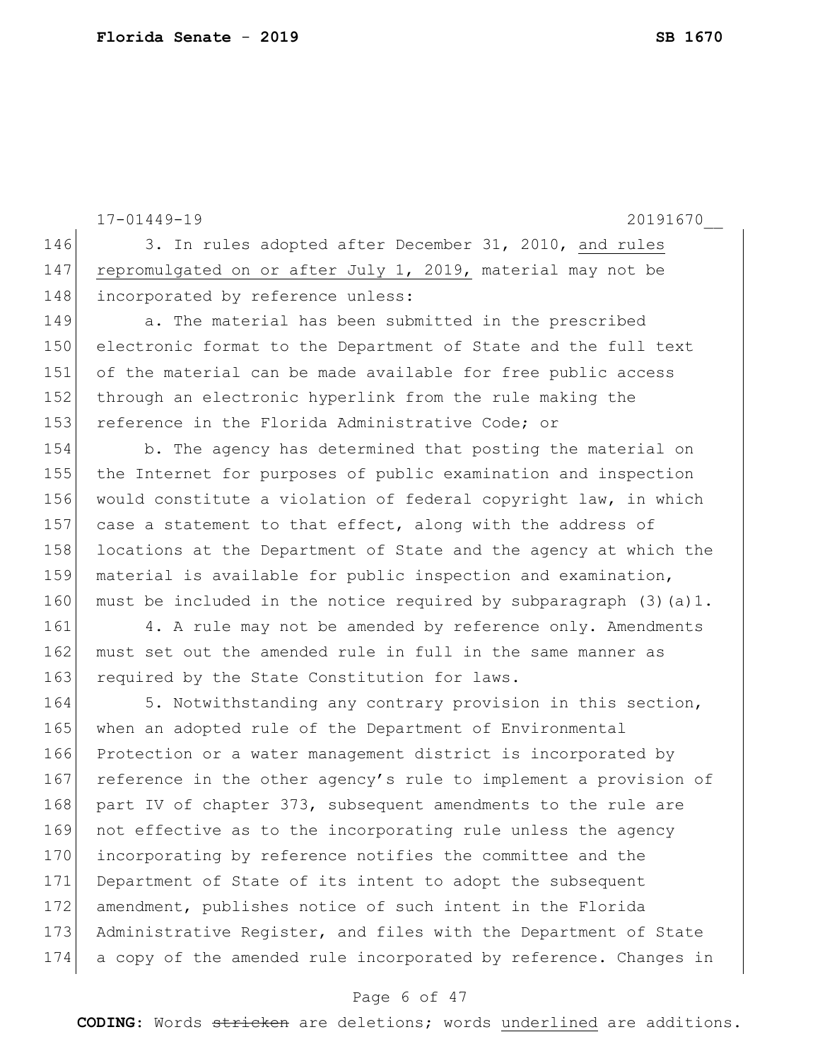3. In rules adopted after December 31, 2010, <u>and rules repromulgated on or after July 1, 2019,</u> material may not be incorporated by reference unless:

a. The material has been submitted in the prescribed electronic format to the Department of State and the full text of the material can be made available for free public access through an electronic hyperlink from the rule making the reference in the Florida Administrative Code; or

b. The agency has determined that posting the material on the Internet for purposes of public examination and inspection would constitute a violation of federal copyright law, in which case a statement to that effect, along with the address of locations at the Department of State and the agency at which the material is available for public inspection and examination, must be included in the notice required by subparagraph (3)(a)1.

4. A rule may not be amended by reference only. Amendments must set out the amended rule in full in the same manner as required by the State Constitution for laws.

5. Notwithstanding any contrary provision in this section, when an adopted rule of the Department of Environmental Protection or a water management district is incorporated by reference in the other agency's rule to implement a provision of part IV of chapter 373, subsequent amendments to the rule are not effective as to the incorporating rule unless the agency incorporating by reference notifies the committee and the Department of State of its intent to adopt the subsequent amendment, publishes notice of such intent in the Florida Administrative Register, and files with the Department of State a copy of the amended rule incorporated by reference. Changes in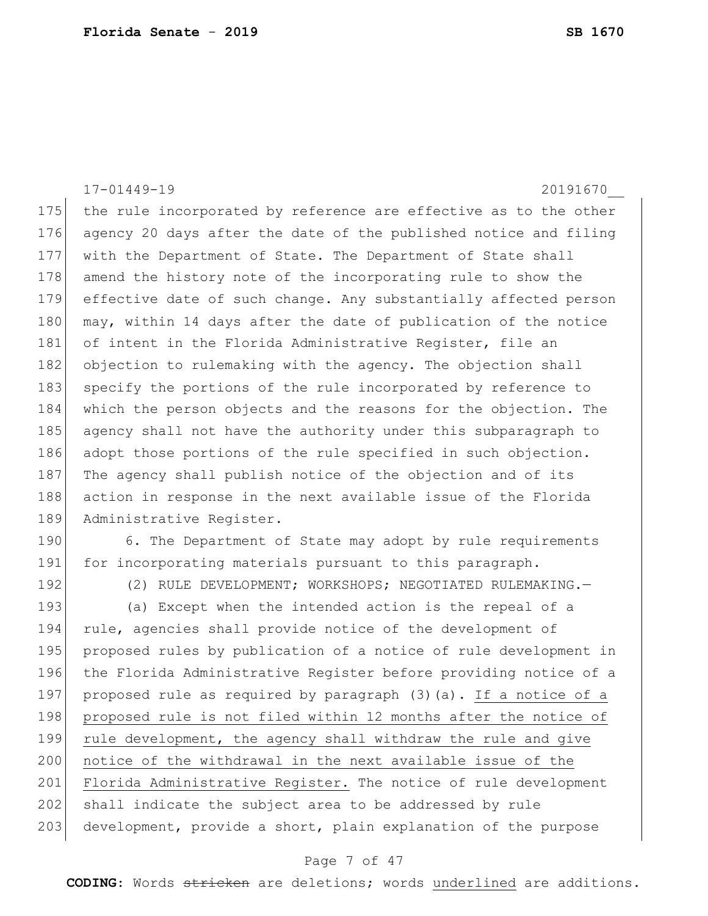the rule incorporated by reference are effective as to the other agency 20 days after the date of the published notice and filing with the Department of State. The Department of State shall amend the history note of the incorporating rule to show the effective date of such change. Any substantially affected person may, within 14 days after the date of publication of the notice of intent in the Florida Administrative Register, file an objection to rulemaking with the agency. The objection shall specify the portions of the rule incorporated by reference to which the person objects and the reasons for the objection. The agency shall not have the authority under this subparagraph to adopt those portions of the rule specified in such objection. The agency shall publish notice of the objection and of its action in response in the next available issue of the Florida Administrative Register.

6. The Department of State may adopt by rule requirements for incorporating materials pursuant to this paragraph.

(2) RULE DEVELOPMENT; WORKSHOPS; NEGOTIATED RULEMAKING.—

(a) Except when the intended action is the repeal of a rule, agencies shall provide notice of the development of proposed rules by publication of a notice of rule development in the Florida Administrative Register before providing notice of a proposed rule as required by paragraph (3)(a). <u>If a notice of a proposed rule is not filed within 12 months after the notice of rule development, the agency shall withdraw the rule and give notice of the withdrawal in the next available issue of the Florida Administrative Register.</u> The notice of rule development shall indicate the subject area to be addressed by rule development, provide a short, plain explanation of the purpose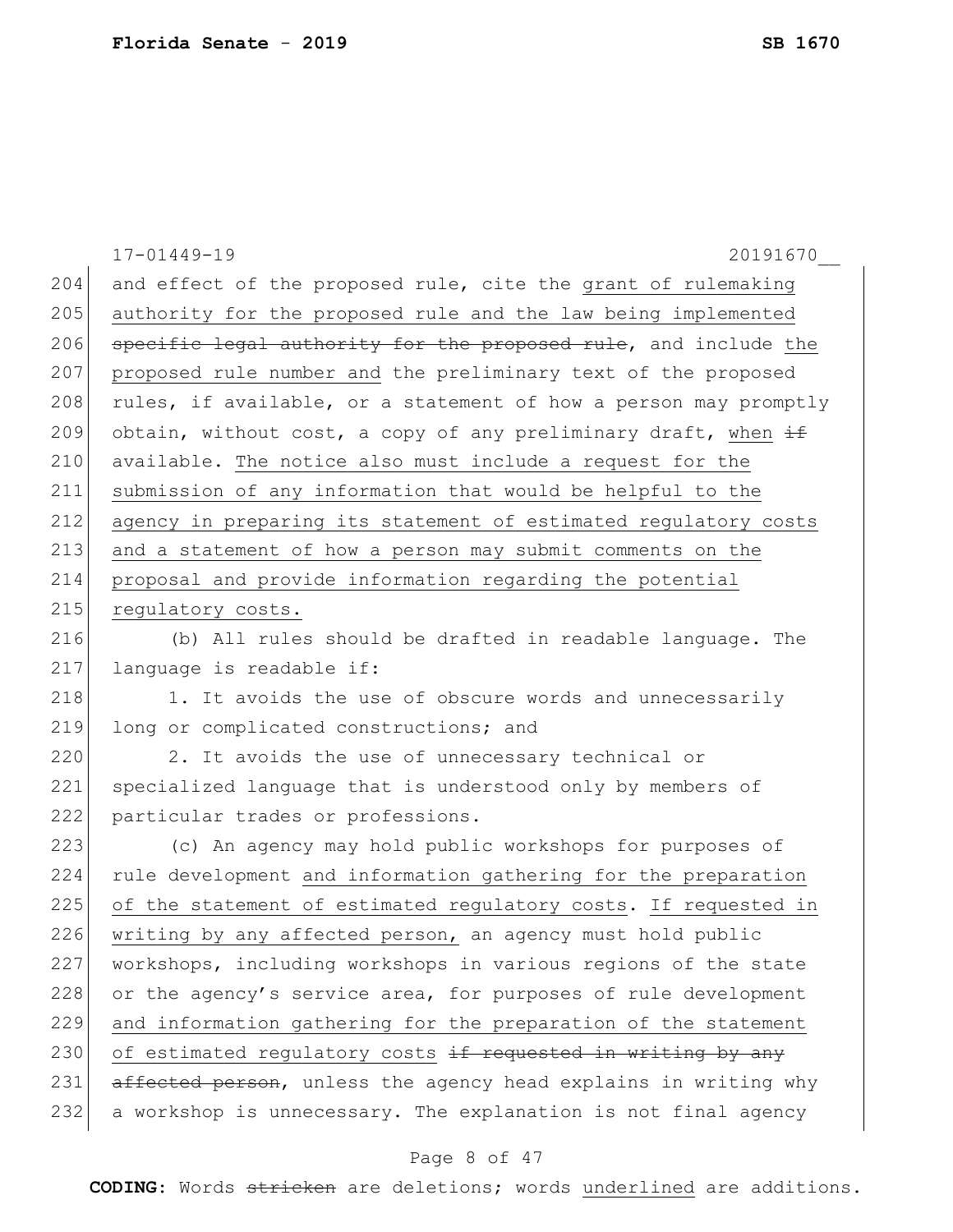and effect of the proposed rule, cite the <u>grant of rulemaking authority for the proposed rule and the law being implemented</u> ~~specific legal authority for the proposed rule~~, and include <u>the proposed rule number and</u> the preliminary text of the proposed rules, if available, or a statement of how a person may promptly obtain, without cost, a copy of any preliminary draft, <u>when</u> ~~if~~ available. <u>The notice also must include a request for the submission of any information that would be helpful to the agency in preparing its statement of estimated regulatory costs and a statement of how a person may submit comments on the proposal and provide information regarding the potential regulatory costs.</u>

(b) All rules should be drafted in readable language. The language is readable if:

1. It avoids the use of obscure words and unnecessarily long or complicated constructions; and

2. It avoids the use of unnecessary technical or specialized language that is understood only by members of particular trades or professions.

(c) An agency may hold public workshops for purposes of rule development <u>and information gathering for the preparation of the statement of estimated regulatory costs</u>. <u>If requested in writing by any affected person,</u> an agency must hold public workshops, including workshops in various regions of the state or the agency's service area, for purposes of rule development <u>and information gathering for the preparation of the statement of estimated regulatory costs</u> ~~if requested in writing by any affected person~~, unless the agency head explains in writing why a workshop is unnecessary. The explanation is not final agency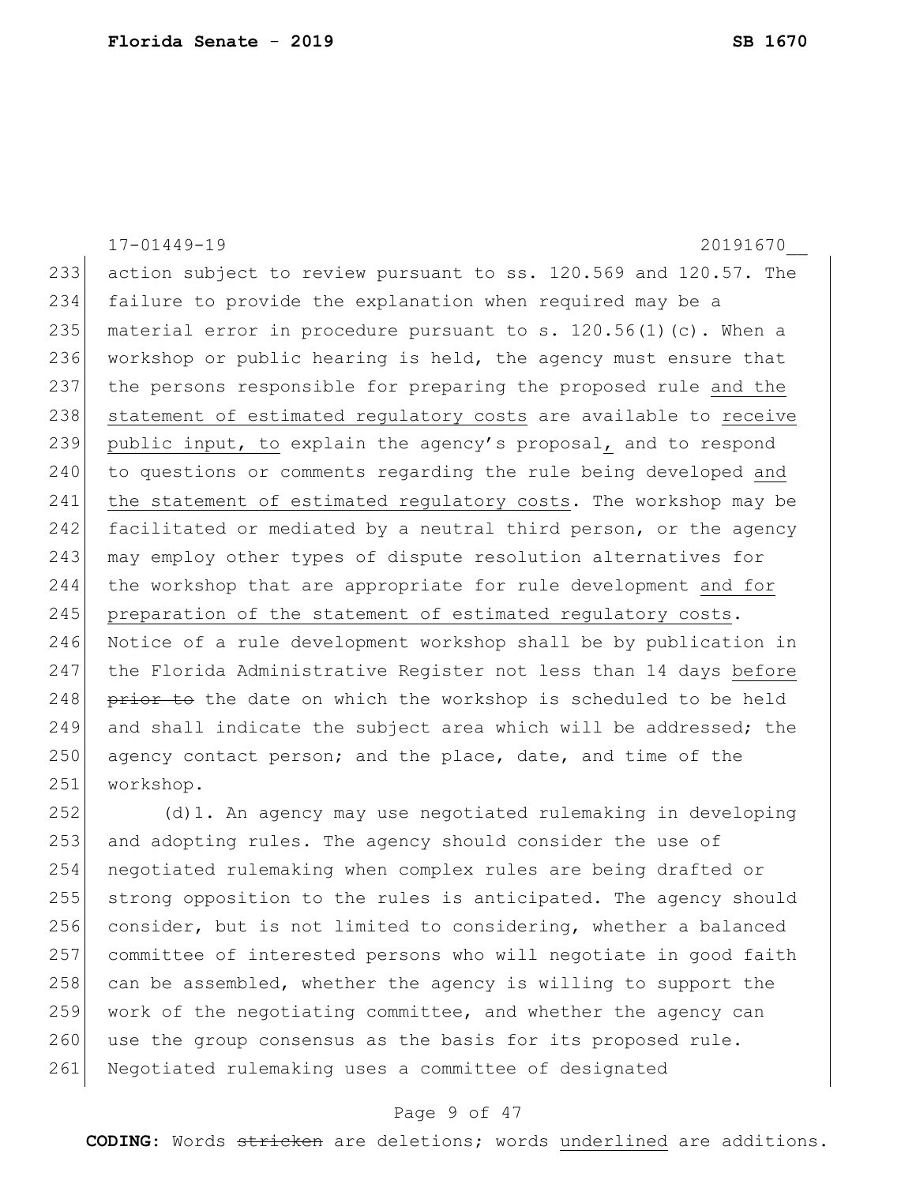action subject to review pursuant to ss. 120.569 and 120.57. The failure to provide the explanation when required may be a material error in procedure pursuant to s. 120.56(1)(c). When a workshop or public hearing is held, the agency must ensure that the persons responsible for preparing the proposed rule <u>and the statement of estimated regulatory costs</u> are available to <u>receive public input, to</u> explain the agency's proposal<u>,</u> and to respond to questions or comments regarding the rule being developed <u>and the statement of estimated regulatory costs</u>. The workshop may be facilitated or mediated by a neutral third person, or the agency may employ other types of dispute resolution alternatives for the workshop that are appropriate for rule development <u>and for preparation of the statement of estimated regulatory costs</u>. Notice of a rule development workshop shall be by publication in the Florida Administrative Register not less than 14 days <u>before</u> ~~prior to~~ the date on which the workshop is scheduled to be held and shall indicate the subject area which will be addressed; the agency contact person; and the place, date, and time of the workshop.

(d)1. An agency may use negotiated rulemaking in developing and adopting rules. The agency should consider the use of negotiated rulemaking when complex rules are being drafted or strong opposition to the rules is anticipated. The agency should consider, but is not limited to considering, whether a balanced committee of interested persons who will negotiate in good faith can be assembled, whether the agency is willing to support the work of the negotiating committee, and whether the agency can use the group consensus as the basis for its proposed rule. Negotiated rulemaking uses a committee of designated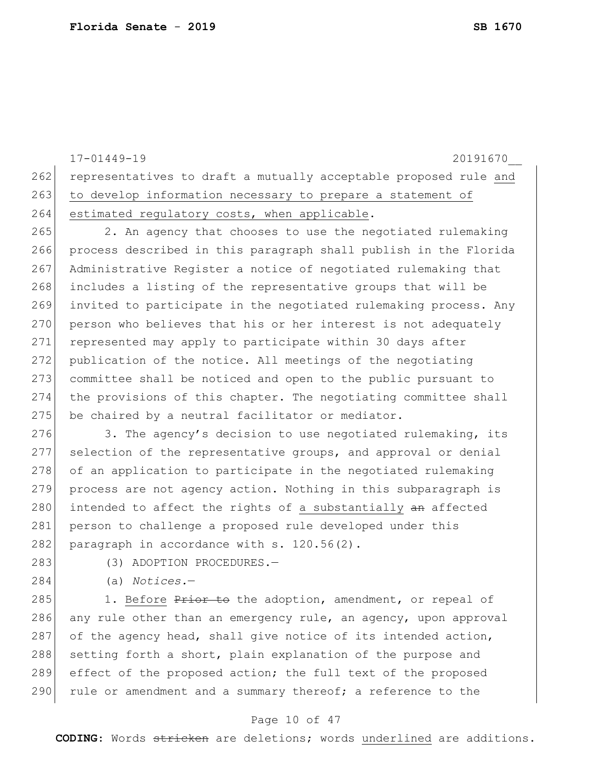representatives to draft a mutually acceptable proposed rule <u>and to develop information necessary to prepare a statement of estimated regulatory costs, when applicable</u>.

2. An agency that chooses to use the negotiated rulemaking process described in this paragraph shall publish in the Florida Administrative Register a notice of negotiated rulemaking that includes a listing of the representative groups that will be invited to participate in the negotiated rulemaking process. Any person who believes that his or her interest is not adequately represented may apply to participate within 30 days after publication of the notice. All meetings of the negotiating committee shall be noticed and open to the public pursuant to the provisions of this chapter. The negotiating committee shall be chaired by a neutral facilitator or mediator.

3. The agency's decision to use negotiated rulemaking, its selection of the representative groups, and approval or denial of an application to participate in the negotiated rulemaking process are not agency action. Nothing in this subparagraph is intended to affect the rights of <u>a substantially</u> ~~an~~ affected person to challenge a proposed rule developed under this paragraph in accordance with s. 120.56(2).

(3) ADOPTION PROCEDURES.—

(a) *Notices.*—

1. <u>Before</u> ~~Prior to~~ the adoption, amendment, or repeal of any rule other than an emergency rule, an agency, upon approval of the agency head, shall give notice of its intended action, setting forth a short, plain explanation of the purpose and effect of the proposed action; the full text of the proposed rule or amendment and a summary thereof; a reference to the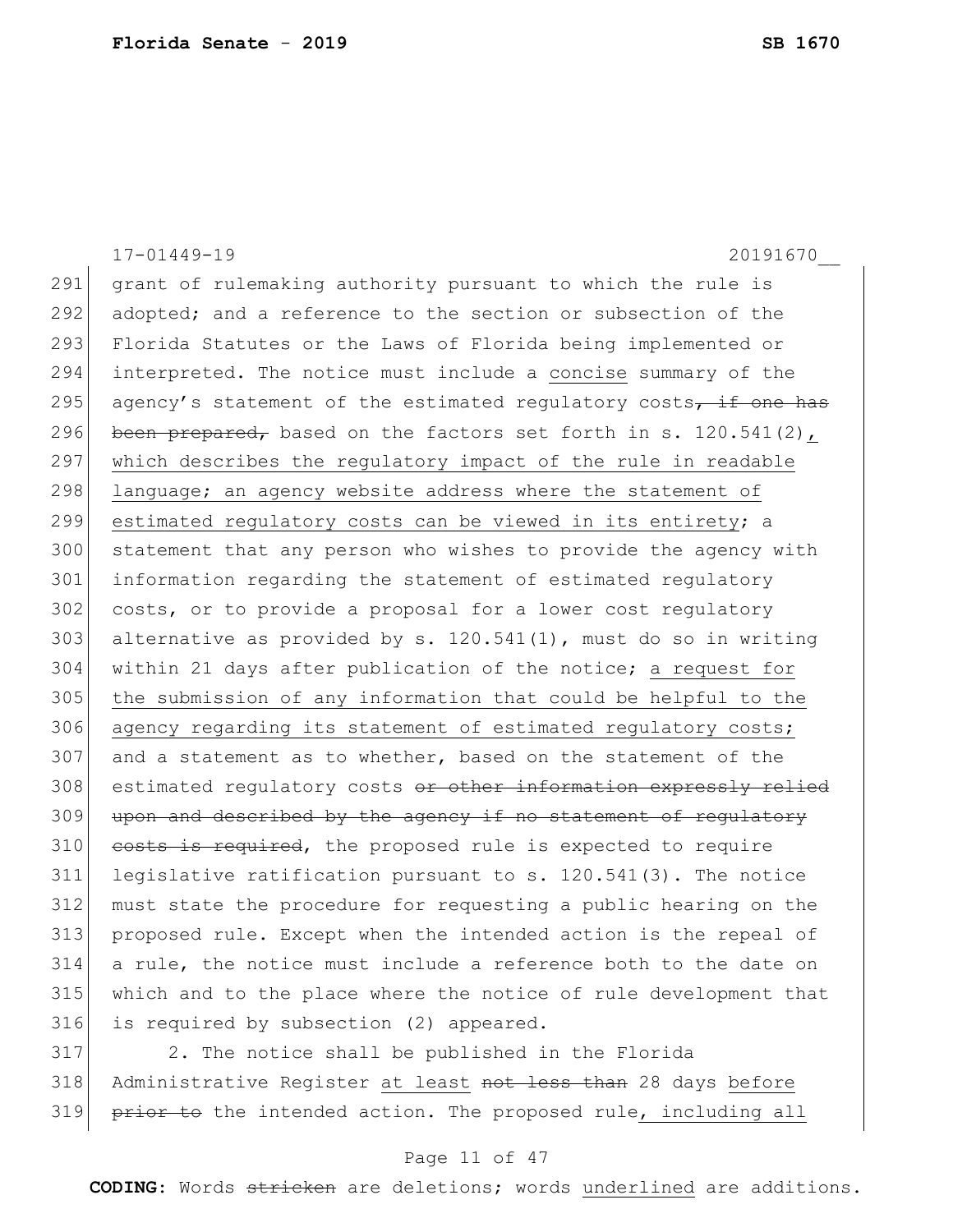grant of rulemaking authority pursuant to which the rule is adopted; and a reference to the section or subsection of the Florida Statutes or the Laws of Florida being implemented or interpreted. The notice must include a <u>concise</u> summary of the agency's statement of the estimated regulatory costs~~, if one has been prepared,~~ based on the factors set forth in s. 120.541(2)<u>, which describes the regulatory impact of the rule in readable language; an agency website address where the statement of estimated regulatory costs can be viewed in its entirety</u>; a statement that any person who wishes to provide the agency with information regarding the statement of estimated regulatory costs, or to provide a proposal for a lower cost regulatory alternative as provided by s. 120.541(1), must do so in writing within 21 days after publication of the notice; <u>a request for the submission of any information that could be helpful to the agency regarding its statement of estimated regulatory costs;</u> and a statement as to whether, based on the statement of the estimated regulatory costs ~~or other information expressly relied upon and described by the agency if no statement of regulatory costs is required~~, the proposed rule is expected to require legislative ratification pursuant to s. 120.541(3). The notice must state the procedure for requesting a public hearing on the proposed rule. Except when the intended action is the repeal of a rule, the notice must include a reference both to the date on which and to the place where the notice of rule development that is required by subsection (2) appeared.

2. The notice shall be published in the Florida Administrative Register <u>at least</u> ~~not less than~~ 28 days <u>before</u> ~~prior to~~ the intended action. The proposed rule<u>, including all</u>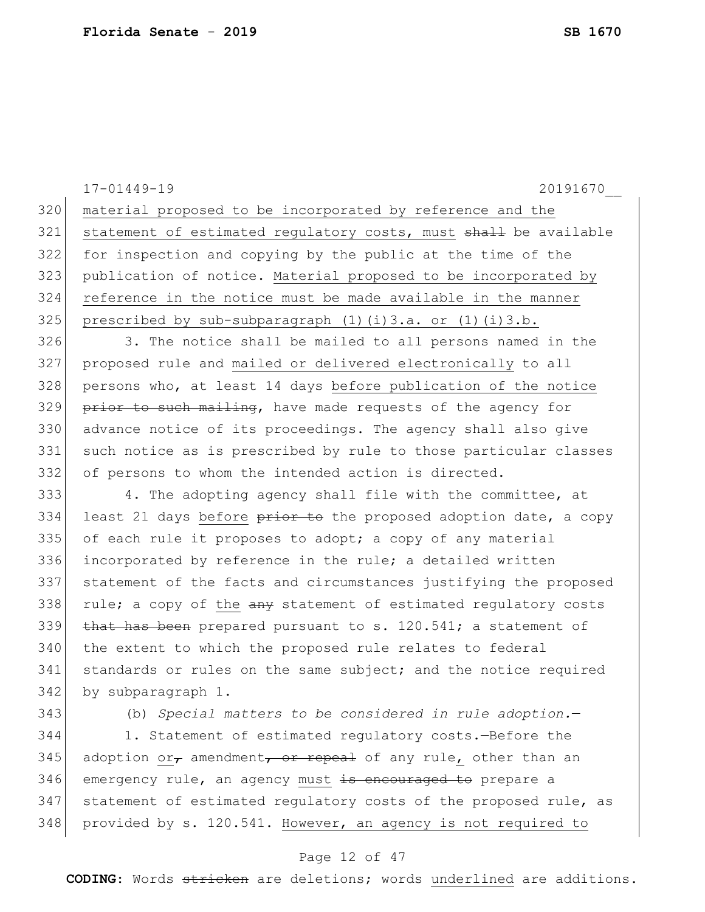material proposed to be incorporated by reference and the statement of estimated regulatory costs, must ~~shall~~ be available for inspection and copying by the public at the time of the publication of notice. <u>Material proposed to be incorporated by reference in the notice must be made available in the manner prescribed by sub-subparagraph (1)(i)3.a. or (1)(i)3.b.</u>

3. The notice shall be mailed to all persons named in the proposed rule and <u>mailed or delivered electronically</u> to all persons who, at least 14 days <u>before publication of the notice</u> ~~prior to such mailing~~, have made requests of the agency for advance notice of its proceedings. The agency shall also give such notice as is prescribed by rule to those particular classes of persons to whom the intended action is directed.

4. The adopting agency shall file with the committee, at least 21 days <u>before</u> ~~prior to~~ the proposed adoption date, a copy of each rule it proposes to adopt; a copy of any material incorporated by reference in the rule; a detailed written statement of the facts and circumstances justifying the proposed rule; a copy of <u>the</u> ~~any~~ statement of estimated regulatory costs ~~that has been~~ prepared pursuant to s. 120.541; a statement of the extent to which the proposed rule relates to federal standards or rules on the same subject; and the notice required by subparagraph 1.

(b) *Special matters to be considered in rule adoption.*—

1. Statement of estimated regulatory costs.—Before the adoption <u>or</u>~~,~~ amendment~~, or repeal~~ of any rule<u>,</u> other than an emergency rule, an agency <u>must</u> ~~is encouraged to~~ prepare a statement of estimated regulatory costs of the proposed rule, as provided by s. 120.541. <u>However, an agency is not required to</u>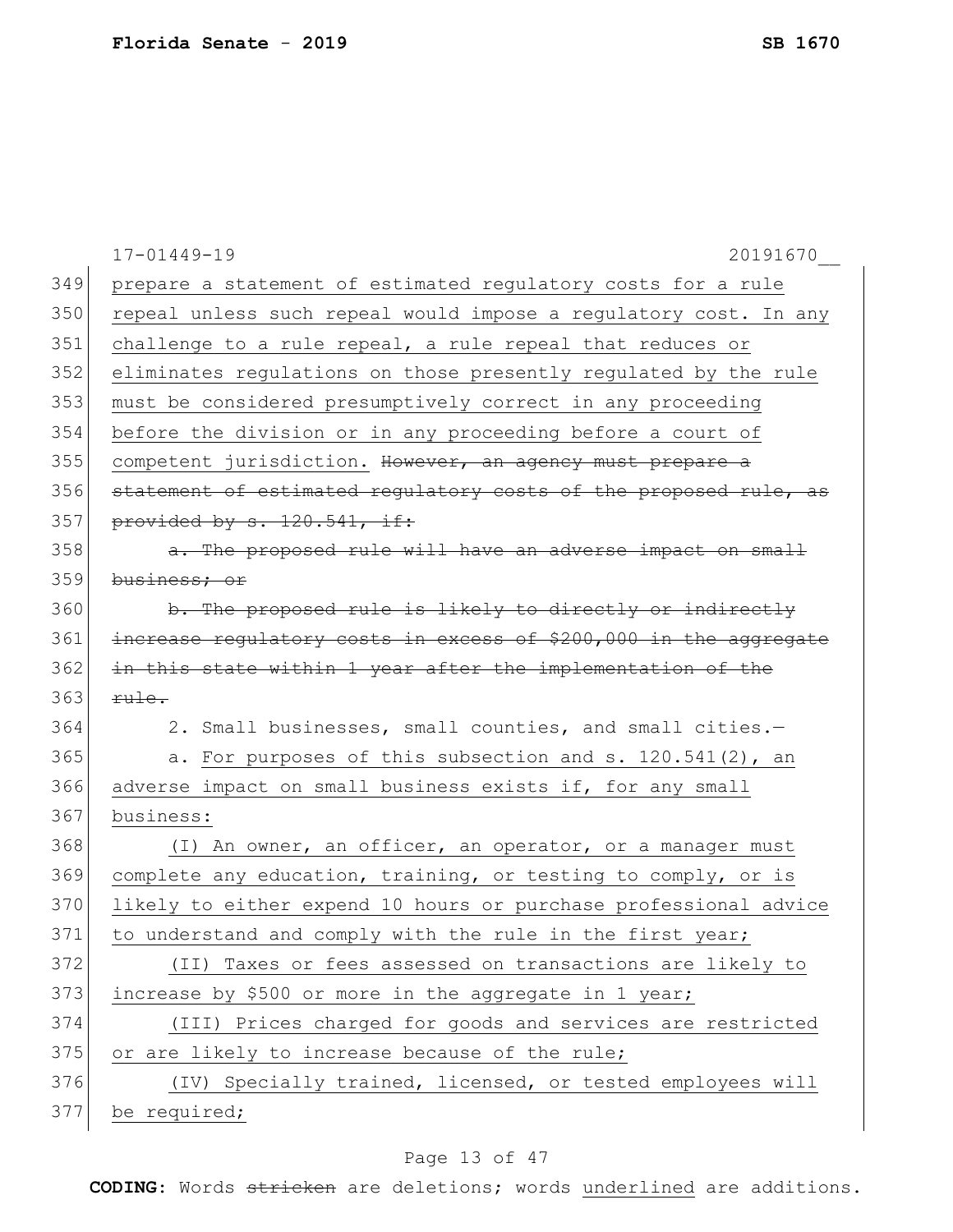prepare a statement of estimated regulatory costs for a rule repeal unless such repeal would impose a regulatory cost. In any challenge to a rule repeal, a rule repeal that reduces or eliminates regulations on those presently regulated by the rule must be considered presumptively correct in any proceeding before the division or in any proceeding before a court of competent jurisdiction. ~~However, an agency must prepare a statement of estimated regulatory costs of the proposed rule, as provided by s. 120.541, if:~~

~~a. The proposed rule will have an adverse impact on small business; or~~

~~b. The proposed rule is likely to directly or indirectly increase regulatory costs in excess of $200,000 in the aggregate in this state within 1 year after the implementation of the rule.~~

2. Small businesses, small counties, and small cities.—

a. For purposes of this subsection and s. 120.541(2), an adverse impact on small business exists if, for any small business:

(I) An owner, an officer, an operator, or a manager must complete any education, training, or testing to comply, or is likely to either expend 10 hours or purchase professional advice to understand and comply with the rule in the first year;

(II) Taxes or fees assessed on transactions are likely to increase by $500 or more in the aggregate in 1 year;

(III) Prices charged for goods and services are restricted or are likely to increase because of the rule;

(IV) Specially trained, licensed, or tested employees will be required;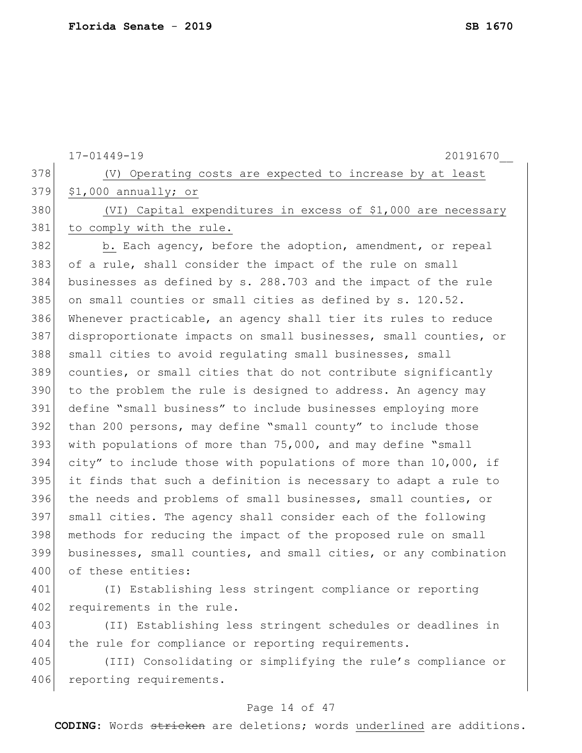(V) Operating costs are expected to increase by at least $1,000 annually; or

(VI) Capital expenditures in excess of $1,000 are necessary to comply with the rule.

b. Each agency, before the adoption, amendment, or repeal of a rule, shall consider the impact of the rule on small businesses as defined by s. 288.703 and the impact of the rule on small counties or small cities as defined by s. 120.52. Whenever practicable, an agency shall tier its rules to reduce disproportionate impacts on small businesses, small counties, or small cities to avoid regulating small businesses, small counties, or small cities that do not contribute significantly to the problem the rule is designed to address. An agency may define "small business" to include businesses employing more than 200 persons, may define "small county" to include those with populations of more than 75,000, and may define "small city" to include those with populations of more than 10,000, if it finds that such a definition is necessary to adapt a rule to the needs and problems of small businesses, small counties, or small cities. The agency shall consider each of the following methods for reducing the impact of the proposed rule on small businesses, small counties, and small cities, or any combination of these entities:

(I) Establishing less stringent compliance or reporting requirements in the rule.

(II) Establishing less stringent schedules or deadlines in the rule for compliance or reporting requirements.

(III) Consolidating or simplifying the rule's compliance or reporting requirements.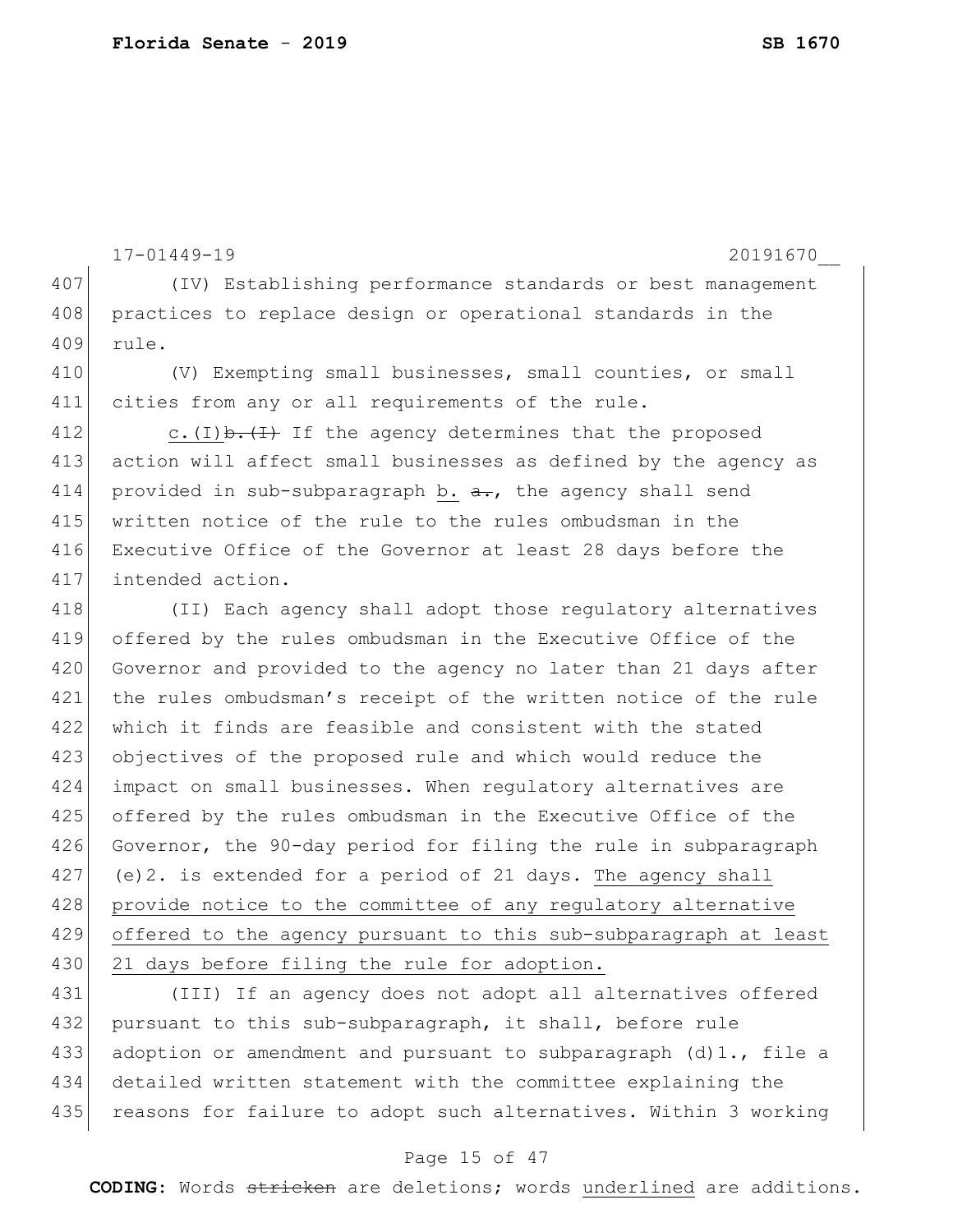(IV) Establishing performance standards or best management practices to replace design or operational standards in the rule.

(V) Exempting small businesses, small counties, or small cities from any or all requirements of the rule.

<u>c.</u>(I)~~b.(I)~~ If the agency determines that the proposed action will affect small businesses as defined by the agency as provided in sub-subparagraph <u>b.</u> ~~a.~~, the agency shall send written notice of the rule to the rules ombudsman in the Executive Office of the Governor at least 28 days before the intended action.

(II) Each agency shall adopt those regulatory alternatives offered by the rules ombudsman in the Executive Office of the Governor and provided to the agency no later than 21 days after the rules ombudsman's receipt of the written notice of the rule which it finds are feasible and consistent with the stated objectives of the proposed rule and which would reduce the impact on small businesses. When regulatory alternatives are offered by the rules ombudsman in the Executive Office of the Governor, the 90-day period for filing the rule in subparagraph (e)2. is extended for a period of 21 days. <u>The agency shall provide notice to the committee of any regulatory alternative offered to the agency pursuant to this sub-subparagraph at least 21 days before filing the rule for adoption.</u>

(III) If an agency does not adopt all alternatives offered pursuant to this sub-subparagraph, it shall, before rule adoption or amendment and pursuant to subparagraph (d)1., file a detailed written statement with the committee explaining the reasons for failure to adopt such alternatives. Within 3 working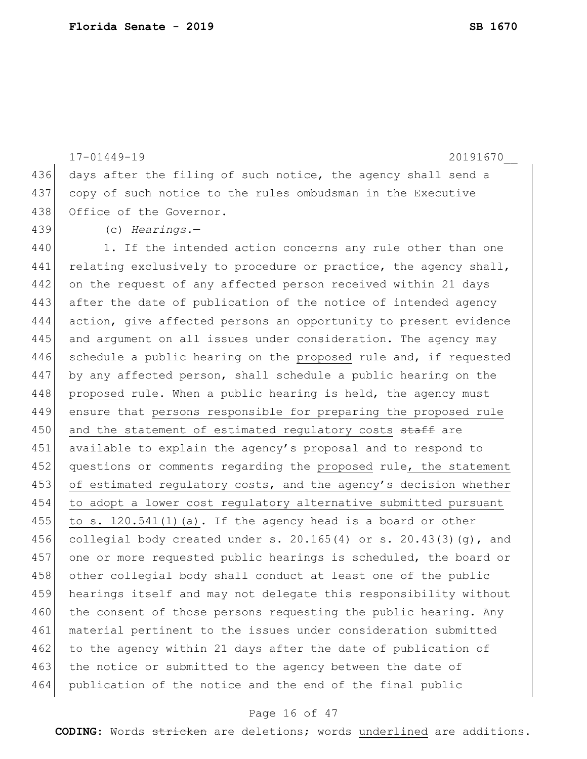days after the filing of such notice, the agency shall send a copy of such notice to the rules ombudsman in the Executive Office of the Governor.

(c) *Hearings.*—

1. If the intended action concerns any rule other than one relating exclusively to procedure or practice, the agency shall, on the request of any affected person received within 21 days after the date of publication of the notice of intended agency action, give affected persons an opportunity to present evidence and argument on all issues under consideration. The agency may schedule a public hearing on the <u>proposed</u> rule and, if requested by any affected person, shall schedule a public hearing on the <u>proposed</u> rule. When a public hearing is held, the agency must ensure that <u>persons responsible for preparing the proposed rule and the statement of estimated regulatory costs</u> ~~staff~~ are available to explain the agency's proposal and to respond to questions or comments regarding the <u>proposed</u> rule<u>, the statement of estimated regulatory costs, and the agency's decision whether to adopt a lower cost regulatory alternative submitted pursuant to s. 120.541(1)(a)</u>. If the agency head is a board or other collegial body created under s. 20.165(4) or s. 20.43(3)(g), and one or more requested public hearings is scheduled, the board or other collegial body shall conduct at least one of the public hearings itself and may not delegate this responsibility without the consent of those persons requesting the public hearing. Any material pertinent to the issues under consideration submitted to the agency within 21 days after the date of publication of the notice or submitted to the agency between the date of publication of the notice and the end of the final public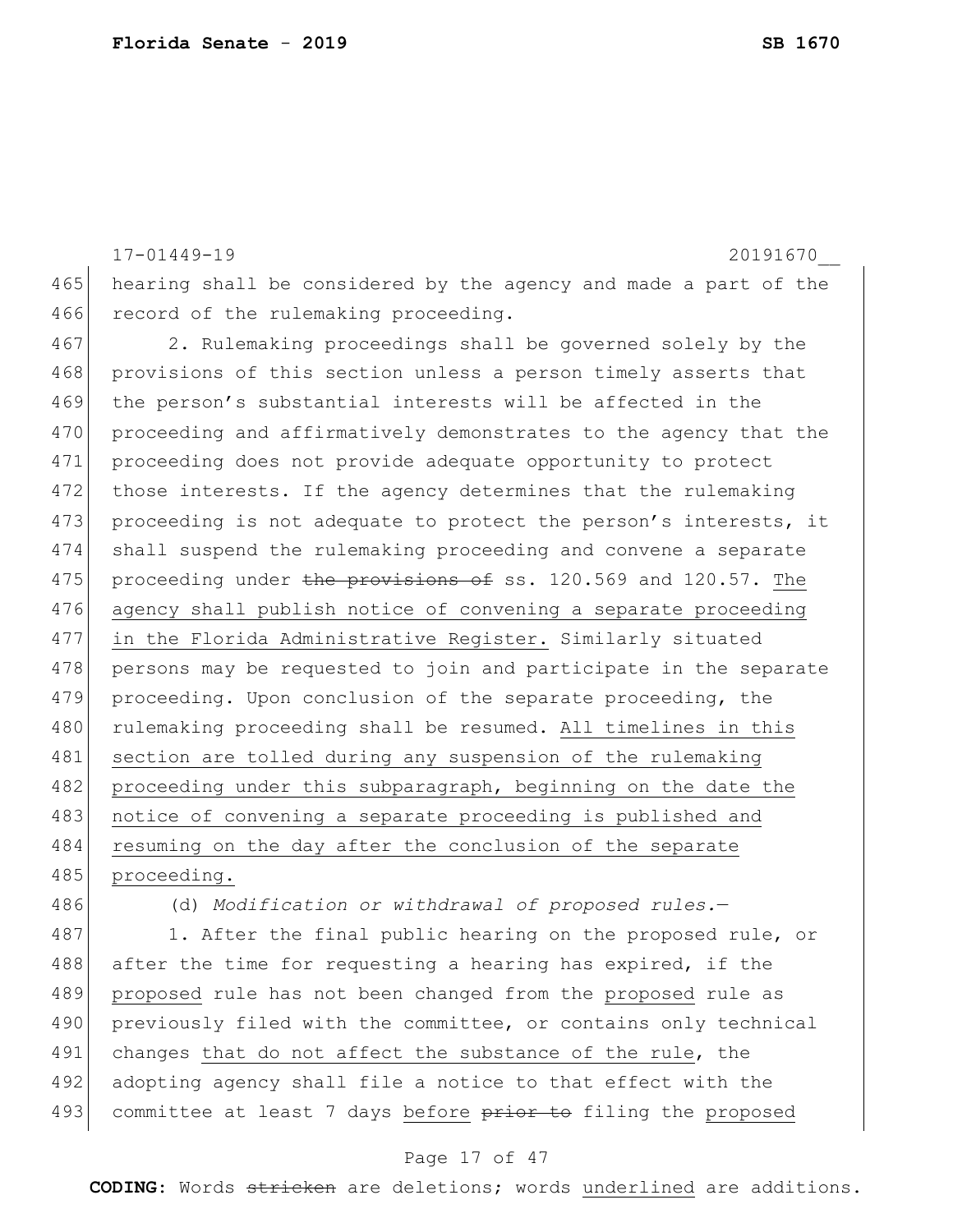hearing shall be considered by the agency and made a part of the record of the rulemaking proceeding.

2. Rulemaking proceedings shall be governed solely by the provisions of this section unless a person timely asserts that the person's substantial interests will be affected in the proceeding and affirmatively demonstrates to the agency that the proceeding does not provide adequate opportunity to protect those interests. If the agency determines that the rulemaking proceeding is not adequate to protect the person's interests, it shall suspend the rulemaking proceeding and convene a separate proceeding under ~~the provisions of~~ ss. 120.569 and 120.57. The agency shall publish notice of convening a separate proceeding in the Florida Administrative Register. Similarly situated persons may be requested to join and participate in the separate proceeding. Upon conclusion of the separate proceeding, the rulemaking proceeding shall be resumed. All timelines in this section are tolled during any suspension of the rulemaking proceeding under this subparagraph, beginning on the date the notice of convening a separate proceeding is published and resuming on the day after the conclusion of the separate proceeding.

(d) *Modification or withdrawal of proposed rules.*—

1. After the final public hearing on the proposed rule, or after the time for requesting a hearing has expired, if the proposed rule has not been changed from the proposed rule as previously filed with the committee, or contains only technical changes that do not affect the substance of the rule, the adopting agency shall file a notice to that effect with the committee at least 7 days before ~~prior to~~ filing the proposed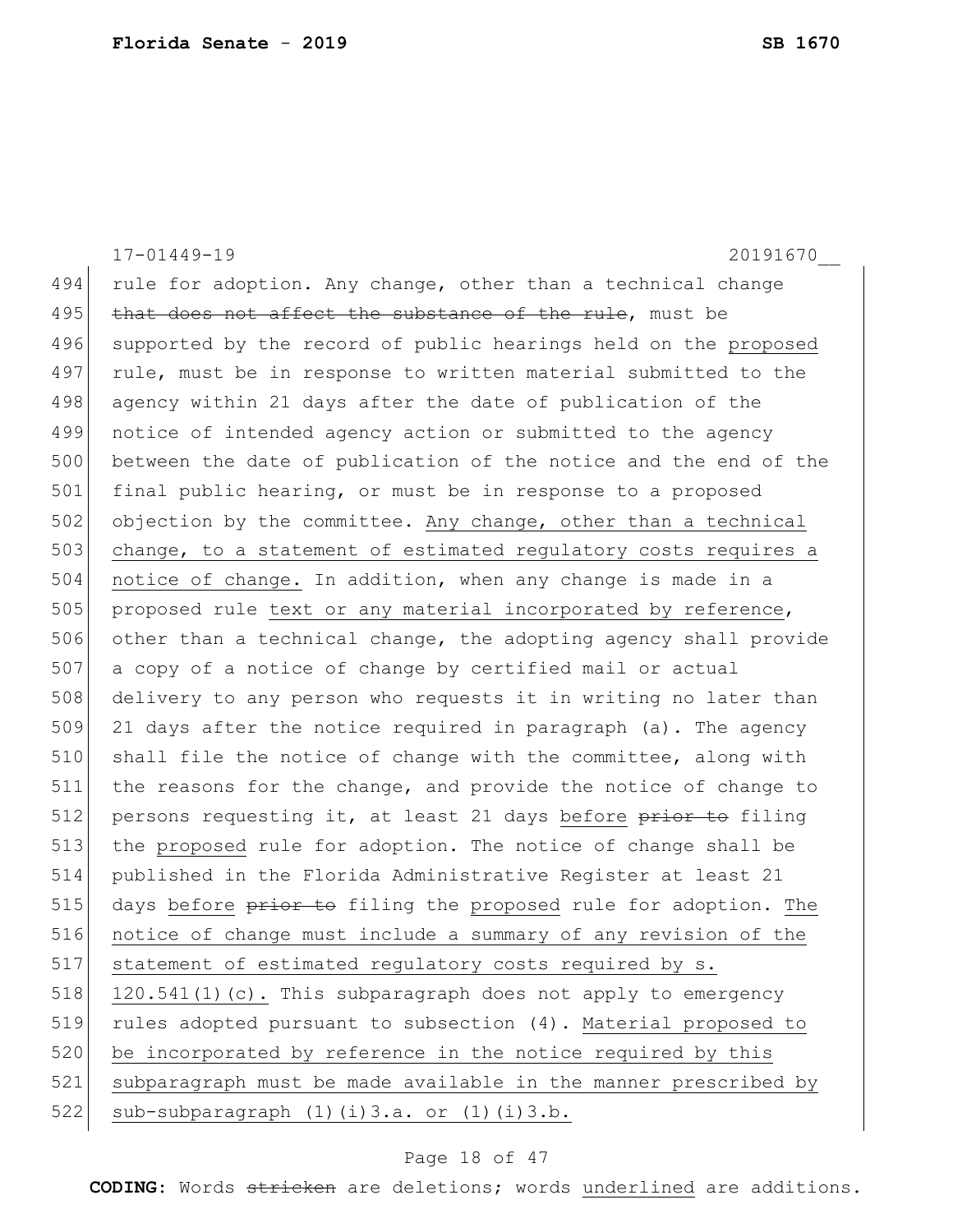rule for adoption. Any change, other than a technical change ~~that does not affect the substance of the rule~~, must be supported by the record of public hearings held on the <u>proposed</u> rule, must be in response to written material submitted to the agency within 21 days after the date of publication of the notice of intended agency action or submitted to the agency between the date of publication of the notice and the end of the final public hearing, or must be in response to a proposed objection by the committee. <u>Any change, other than a technical change, to a statement of estimated regulatory costs requires a notice of change.</u> In addition, when any change is made in a proposed rule <u>text or any material incorporated by reference</u>, other than a technical change, the adopting agency shall provide a copy of a notice of change by certified mail or actual delivery to any person who requests it in writing no later than 21 days after the notice required in paragraph (a). The agency shall file the notice of change with the committee, along with the reasons for the change, and provide the notice of change to persons requesting it, at least 21 days <u>before</u> ~~prior to~~ filing the <u>proposed</u> rule for adoption. The notice of change shall be published in the Florida Administrative Register at least 21 days <u>before</u> ~~prior to~~ filing the <u>proposed</u> rule for adoption. <u>The notice of change must include a summary of any revision of the statement of estimated regulatory costs required by s. 120.541(1)(c).</u> This subparagraph does not apply to emergency rules adopted pursuant to subsection (4). <u>Material proposed to be incorporated by reference in the notice required by this subparagraph must be made available in the manner prescribed by sub-subparagraph (1)(i)3.a. or (1)(i)3.b.</u>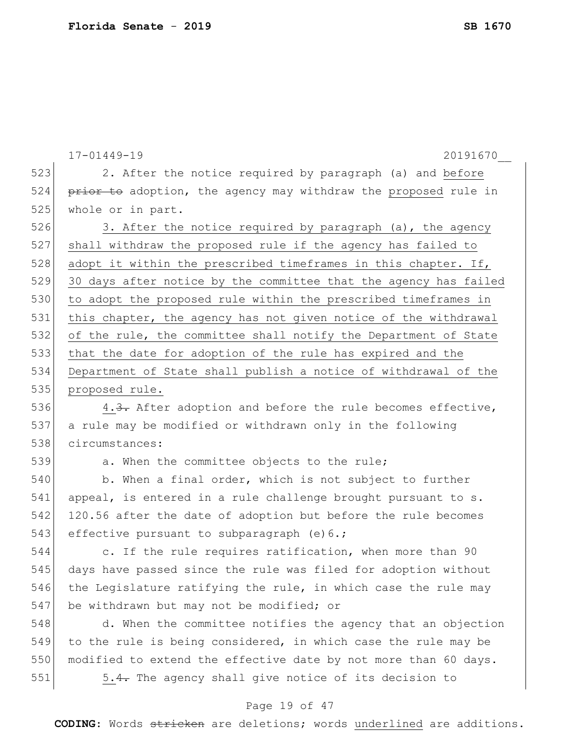2. After the notice required by paragraph (a) and before ~~prior to~~ adoption, the agency may withdraw the proposed rule in whole or in part.

3. After the notice required by paragraph (a), the agency shall withdraw the proposed rule if the agency has failed to adopt it within the prescribed timeframes in this chapter. If, 30 days after notice by the committee that the agency has failed to adopt the proposed rule within the prescribed timeframes in this chapter, the agency has not given notice of the withdrawal of the rule, the committee shall notify the Department of State that the date for adoption of the rule has expired and the Department of State shall publish a notice of withdrawal of the proposed rule.

4.~~3.~~ After adoption and before the rule becomes effective, a rule may be modified or withdrawn only in the following circumstances:

a. When the committee objects to the rule;

b. When a final order, which is not subject to further appeal, is entered in a rule challenge brought pursuant to s. 120.56 after the date of adoption but before the rule becomes effective pursuant to subparagraph (e)6.;

c. If the rule requires ratification, when more than 90 days have passed since the rule was filed for adoption without the Legislature ratifying the rule, in which case the rule may be withdrawn but may not be modified; or

d. When the committee notifies the agency that an objection to the rule is being considered, in which case the rule may be modified to extend the effective date by not more than 60 days.

5.~~4.~~ The agency shall give notice of its decision to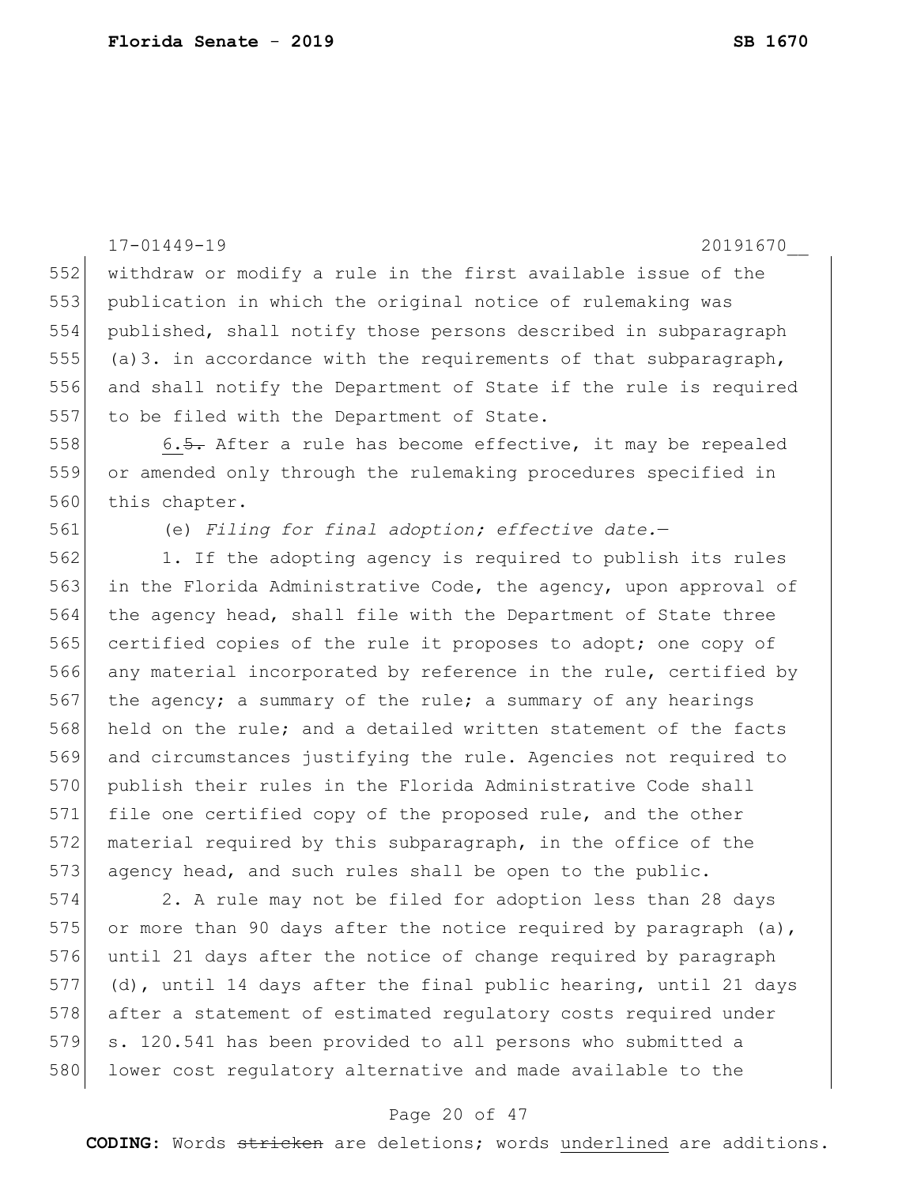withdraw or modify a rule in the first available issue of the publication in which the original notice of rulemaking was published, shall notify those persons described in subparagraph (a)3. in accordance with the requirements of that subparagraph, and shall notify the Department of State if the rule is required to be filed with the Department of State.

6. ~~5.~~ After a rule has become effective, it may be repealed or amended only through the rulemaking procedures specified in this chapter.

(e) *Filing for final adoption; effective date.*—

1. If the adopting agency is required to publish its rules in the Florida Administrative Code, the agency, upon approval of the agency head, shall file with the Department of State three certified copies of the rule it proposes to adopt; one copy of any material incorporated by reference in the rule, certified by the agency; a summary of the rule; a summary of any hearings held on the rule; and a detailed written statement of the facts and circumstances justifying the rule. Agencies not required to publish their rules in the Florida Administrative Code shall file one certified copy of the proposed rule, and the other material required by this subparagraph, in the office of the agency head, and such rules shall be open to the public.

2. A rule may not be filed for adoption less than 28 days or more than 90 days after the notice required by paragraph (a), until 21 days after the notice of change required by paragraph (d), until 14 days after the final public hearing, until 21 days after a statement of estimated regulatory costs required under s. 120.541 has been provided to all persons who submitted a lower cost regulatory alternative and made available to the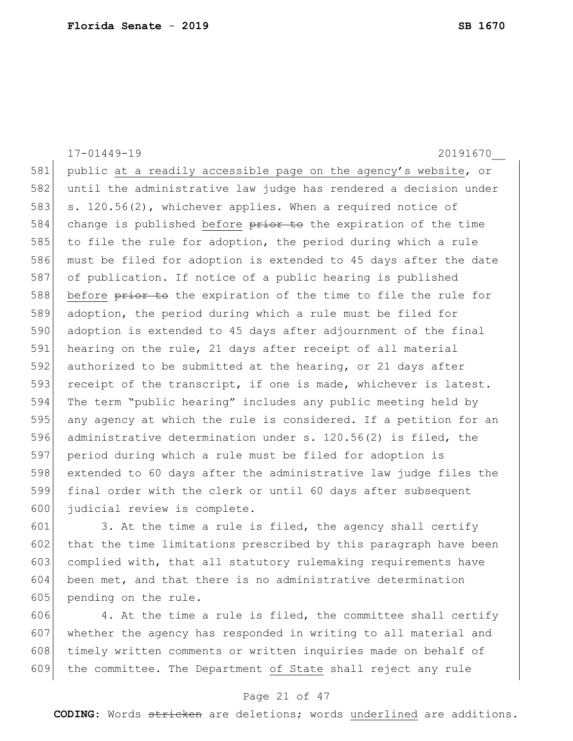public at a readily accessible page on the agency's website, or until the administrative law judge has rendered a decision under s. 120.56(2), whichever applies. When a required notice of change is published before ~~prior to~~ the expiration of the time to file the rule for adoption, the period during which a rule must be filed for adoption is extended to 45 days after the date of publication. If notice of a public hearing is published before ~~prior to~~ the expiration of the time to file the rule for adoption, the period during which a rule must be filed for adoption is extended to 45 days after adjournment of the final hearing on the rule, 21 days after receipt of all material authorized to be submitted at the hearing, or 21 days after receipt of the transcript, if one is made, whichever is latest. The term "public hearing" includes any public meeting held by any agency at which the rule is considered. If a petition for an administrative determination under s. 120.56(2) is filed, the period during which a rule must be filed for adoption is extended to 60 days after the administrative law judge files the final order with the clerk or until 60 days after subsequent judicial review is complete.

3. At the time a rule is filed, the agency shall certify that the time limitations prescribed by this paragraph have been complied with, that all statutory rulemaking requirements have been met, and that there is no administrative determination pending on the rule.

4. At the time a rule is filed, the committee shall certify whether the agency has responded in writing to all material and timely written comments or written inquiries made on behalf of the committee. The Department of State shall reject any rule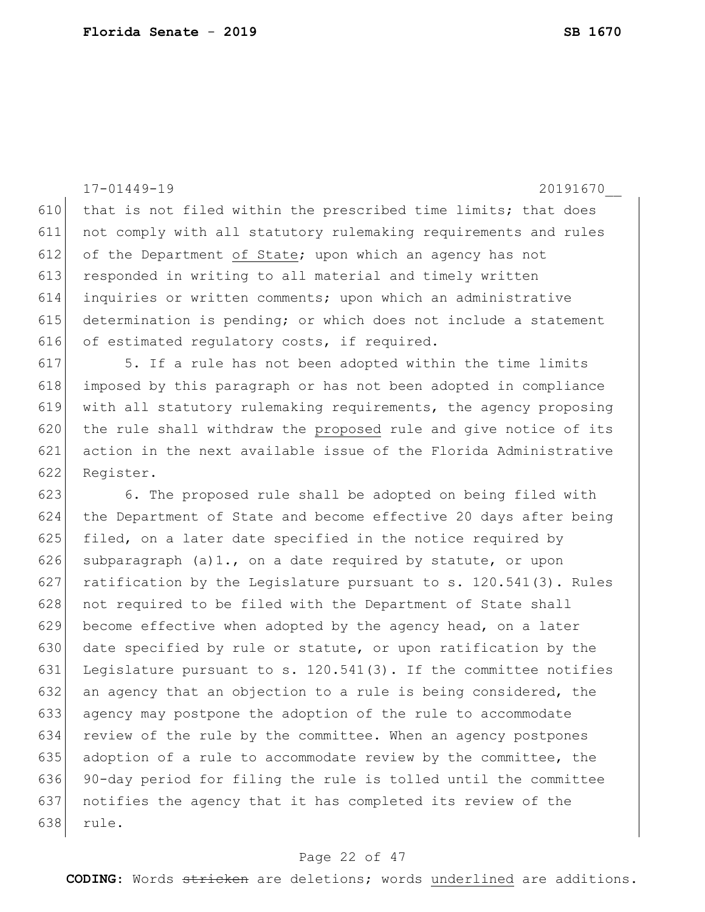that is not filed within the prescribed time limits; that does not comply with all statutory rulemaking requirements and rules of the Department <u>of State</u>; upon which an agency has not responded in writing to all material and timely written inquiries or written comments; upon which an administrative determination is pending; or which does not include a statement of estimated regulatory costs, if required.

5. If a rule has not been adopted within the time limits imposed by this paragraph or has not been adopted in compliance with all statutory rulemaking requirements, the agency proposing the rule shall withdraw the <u>proposed</u> rule and give notice of its action in the next available issue of the Florida Administrative Register.

6. The proposed rule shall be adopted on being filed with the Department of State and become effective 20 days after being filed, on a later date specified in the notice required by subparagraph (a)1., on a date required by statute, or upon ratification by the Legislature pursuant to s. 120.541(3). Rules not required to be filed with the Department of State shall become effective when adopted by the agency head, on a later date specified by rule or statute, or upon ratification by the Legislature pursuant to s. 120.541(3). If the committee notifies an agency that an objection to a rule is being considered, the agency may postpone the adoption of the rule to accommodate review of the rule by the committee. When an agency postpones adoption of a rule to accommodate review by the committee, the 90-day period for filing the rule is tolled until the committee notifies the agency that it has completed its review of the rule.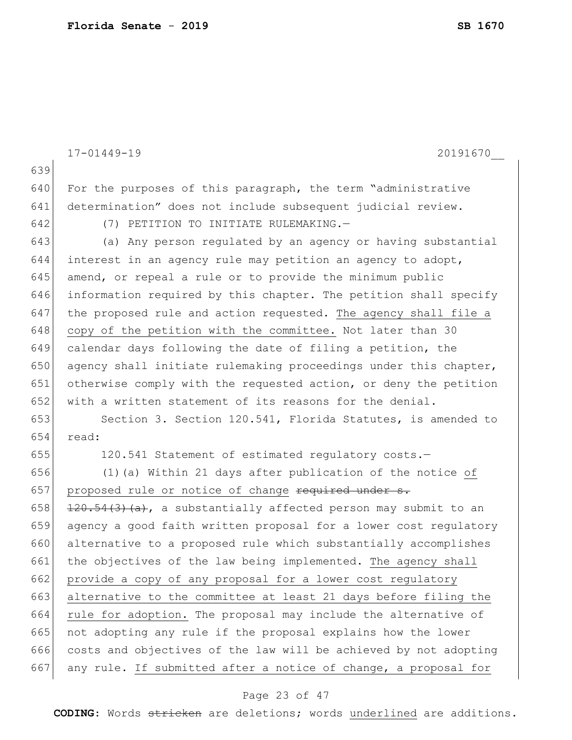For the purposes of this paragraph, the term "administrative determination" does not include subsequent judicial review.

(7) PETITION TO INITIATE RULEMAKING.—

(a) Any person regulated by an agency or having substantial interest in an agency rule may petition an agency to adopt, amend, or repeal a rule or to provide the minimum public information required by this chapter. The petition shall specify the proposed rule and action requested. <u>The agency shall file a copy of the petition with the committee.</u> Not later than 30 calendar days following the date of filing a petition, the agency shall initiate rulemaking proceedings under this chapter, otherwise comply with the requested action, or deny the petition with a written statement of its reasons for the denial.

Section 3. Section 120.541, Florida Statutes, is amended to read:

120.541 Statement of estimated regulatory costs.—

(1)(a) Within 21 days after publication of the notice <u>of proposed rule or notice of change</u> ~~required under s. 120.54(3)(a)~~, a substantially affected person may submit to an agency a good faith written proposal for a lower cost regulatory alternative to a proposed rule which substantially accomplishes the objectives of the law being implemented. <u>The agency shall provide a copy of any proposal for a lower cost regulatory alternative to the committee at least 21 days before filing the rule for adoption.</u> The proposal may include the alternative of not adopting any rule if the proposal explains how the lower costs and objectives of the law will be achieved by not adopting any rule. <u>If submitted after a notice of change, a proposal for</u>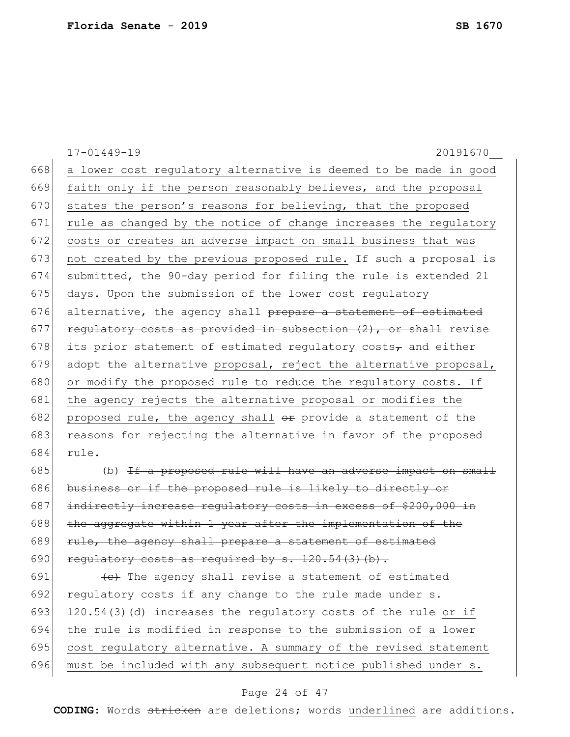a lower cost regulatory alternative is deemed to be made in good faith only if the person reasonably believes, and the proposal states the person's reasons for believing, that the proposed rule as changed by the notice of change increases the regulatory costs or creates an adverse impact on small business that was not created by the previous proposed rule. If such a proposal is submitted, the 90-day period for filing the rule is extended 21 days. Upon the submission of the lower cost regulatory alternative, the agency shall ~~prepare a statement of estimated regulatory costs as provided in subsection (2), or shall~~ revise its prior statement of estimated regulatory costs~~,~~ and either adopt the alternative proposal, reject the alternative proposal, or modify the proposed rule to reduce the regulatory costs. If the agency rejects the alternative proposal or modifies the proposed rule, the agency shall ~~or~~ provide a statement of the reasons for rejecting the alternative in favor of the proposed rule.

(b) ~~If a proposed rule will have an adverse impact on small business or if the proposed rule is likely to directly or indirectly increase regulatory costs in excess of $200,000 in the aggregate within 1 year after the implementation of the rule, the agency shall prepare a statement of estimated regulatory costs as required by s. 120.54(3)(b).~~

~~(c)~~ The agency shall revise a statement of estimated regulatory costs if any change to the rule made under s. 120.54(3)(d) increases the regulatory costs of the rule or if the rule is modified in response to the submission of a lower cost regulatory alternative. A summary of the revised statement must be included with any subsequent notice published under s.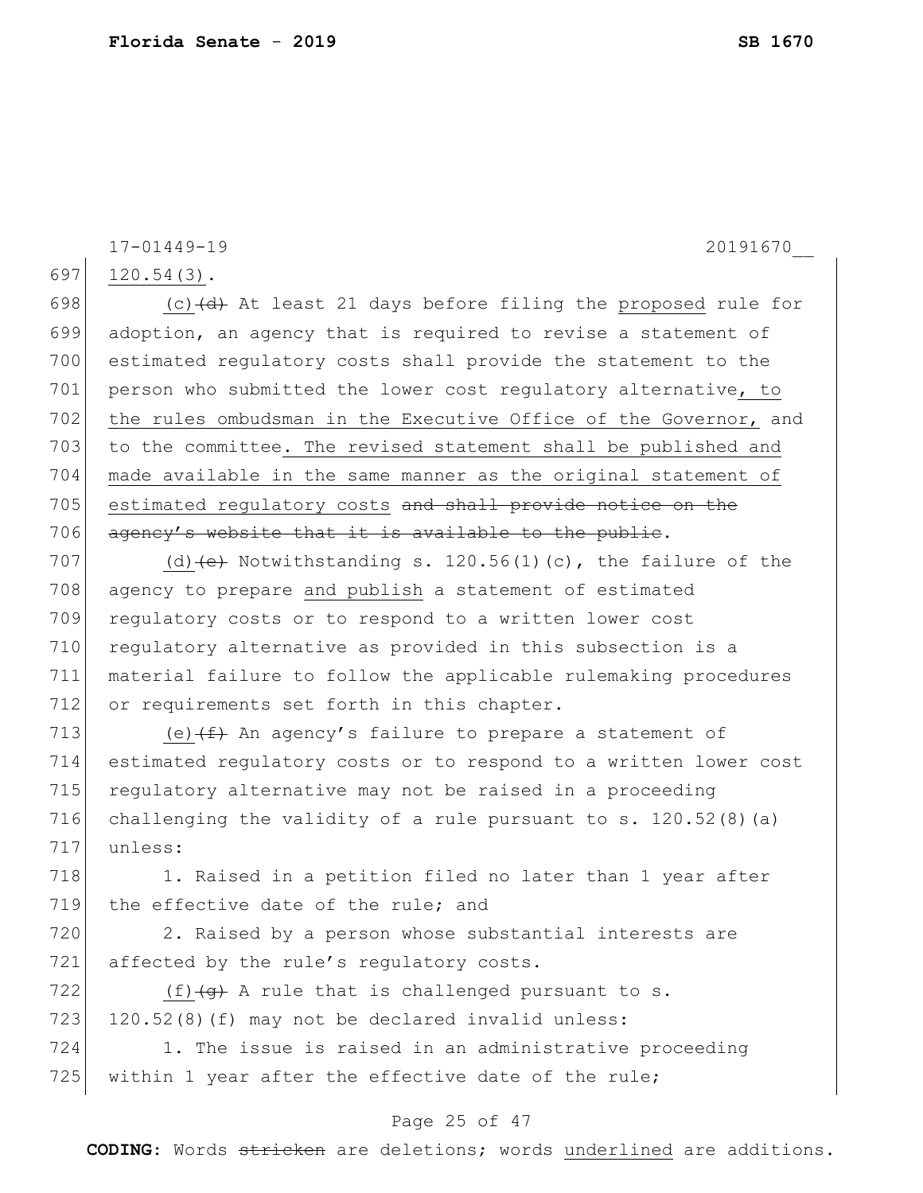120.54(3).

(c) ~~(d)~~ At least 21 days before filing the <u>proposed</u> rule for adoption, an agency that is required to revise a statement of estimated regulatory costs shall provide the statement to the person who submitted the lower cost regulatory alternative<u>, to the rules ombudsman in the Executive Office of the Governor,</u> and to the committee<u>. The revised statement shall be published and made available in the same manner as the original statement of estimated regulatory costs</u> ~~and shall provide notice on the agency's website that it is available to the public~~.

(d) ~~(e)~~ Notwithstanding s. 120.56(1)(c), the failure of the agency to prepare <u>and publish</u> a statement of estimated regulatory costs or to respond to a written lower cost regulatory alternative as provided in this subsection is a material failure to follow the applicable rulemaking procedures or requirements set forth in this chapter.

(e) ~~(f)~~ An agency's failure to prepare a statement of estimated regulatory costs or to respond to a written lower cost regulatory alternative may not be raised in a proceeding challenging the validity of a rule pursuant to s. 120.52(8)(a) unless:

1. Raised in a petition filed no later than 1 year after the effective date of the rule; and

2. Raised by a person whose substantial interests are affected by the rule's regulatory costs.

(f) ~~(g)~~ A rule that is challenged pursuant to s. 120.52(8)(f) may not be declared invalid unless:

1. The issue is raised in an administrative proceeding within 1 year after the effective date of the rule;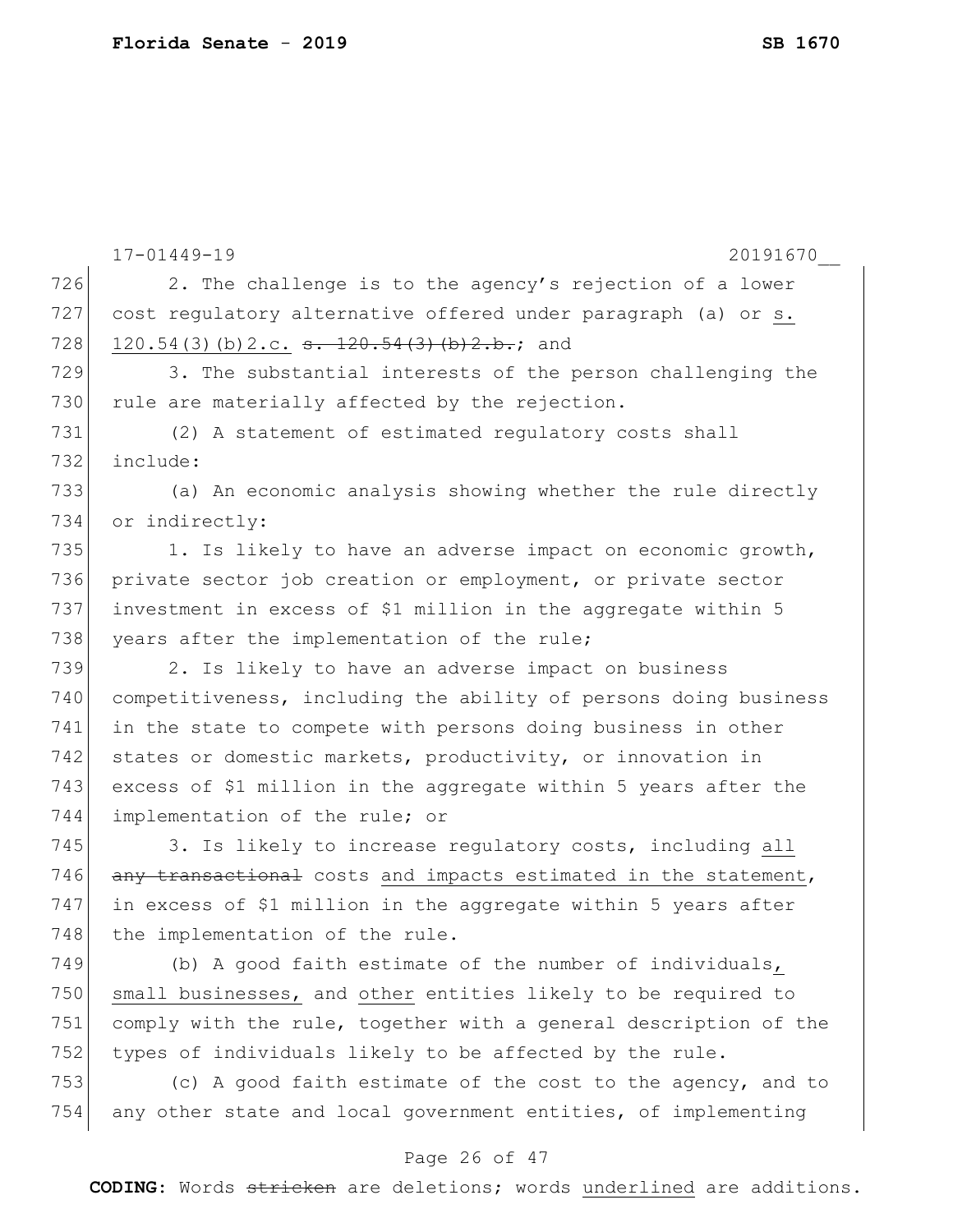2. The challenge is to the agency's rejection of a lower cost regulatory alternative offered under paragraph (a) or <u>s. 120.54(3)(b)2.c.</u> ~~s. 120.54(3)(b)2.b.~~; and

3. The substantial interests of the person challenging the rule are materially affected by the rejection.

(2) A statement of estimated regulatory costs shall include:

(a) An economic analysis showing whether the rule directly or indirectly:

1. Is likely to have an adverse impact on economic growth, private sector job creation or employment, or private sector investment in excess of $1 million in the aggregate within 5 years after the implementation of the rule;

2. Is likely to have an adverse impact on business competitiveness, including the ability of persons doing business in the state to compete with persons doing business in other states or domestic markets, productivity, or innovation in excess of $1 million in the aggregate within 5 years after the implementation of the rule; or

3. Is likely to increase regulatory costs, including <u>all</u> ~~any transactional~~ costs <u>and impacts estimated in the statement</u>, in excess of $1 million in the aggregate within 5 years after the implementation of the rule.

(b) A good faith estimate of the number of individuals<u>, small businesses,</u> and <u>other</u> entities likely to be required to comply with the rule, together with a general description of the types of individuals likely to be affected by the rule.

(c) A good faith estimate of the cost to the agency, and to any other state and local government entities, of implementing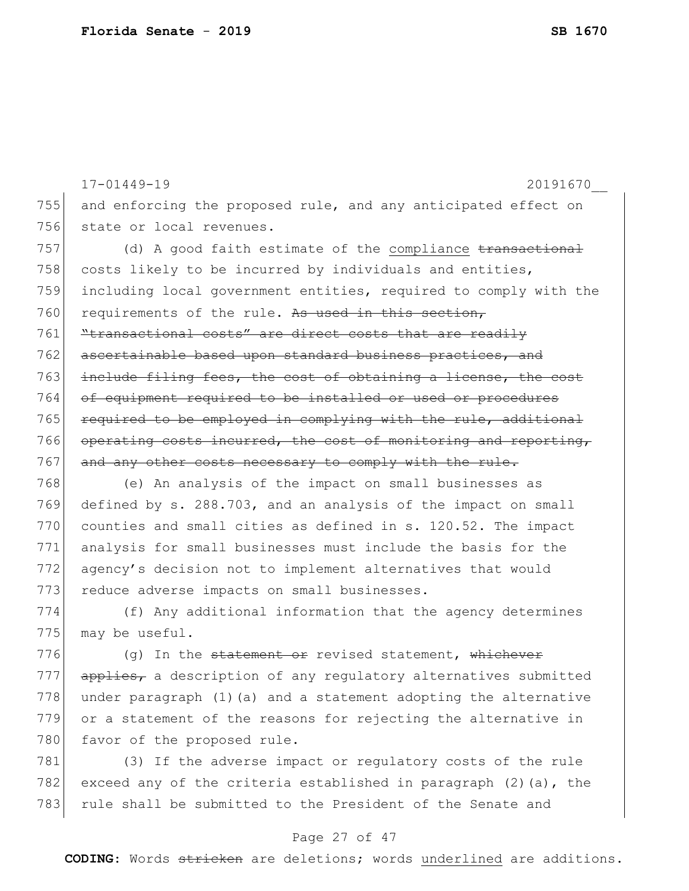and enforcing the proposed rule, and any anticipated effect on state or local revenues.

(d) A good faith estimate of the <u>compliance</u> ~~transactional~~ costs likely to be incurred by individuals and entities, including local government entities, required to comply with the requirements of the rule. ~~As used in this section, "transactional costs" are direct costs that are readily ascertainable based upon standard business practices, and include filing fees, the cost of obtaining a license, the cost of equipment required to be installed or used or procedures required to be employed in complying with the rule, additional operating costs incurred, the cost of monitoring and reporting, and any other costs necessary to comply with the rule.~~

(e) An analysis of the impact on small businesses as defined by s. 288.703, and an analysis of the impact on small counties and small cities as defined in s. 120.52. The impact analysis for small businesses must include the basis for the agency's decision not to implement alternatives that would reduce adverse impacts on small businesses.

(f) Any additional information that the agency determines may be useful.

(g) In the ~~statement or~~ revised statement, ~~whichever applies,~~ a description of any regulatory alternatives submitted under paragraph (1)(a) and a statement adopting the alternative or a statement of the reasons for rejecting the alternative in favor of the proposed rule.

(3) If the adverse impact or regulatory costs of the rule exceed any of the criteria established in paragraph (2)(a), the rule shall be submitted to the President of the Senate and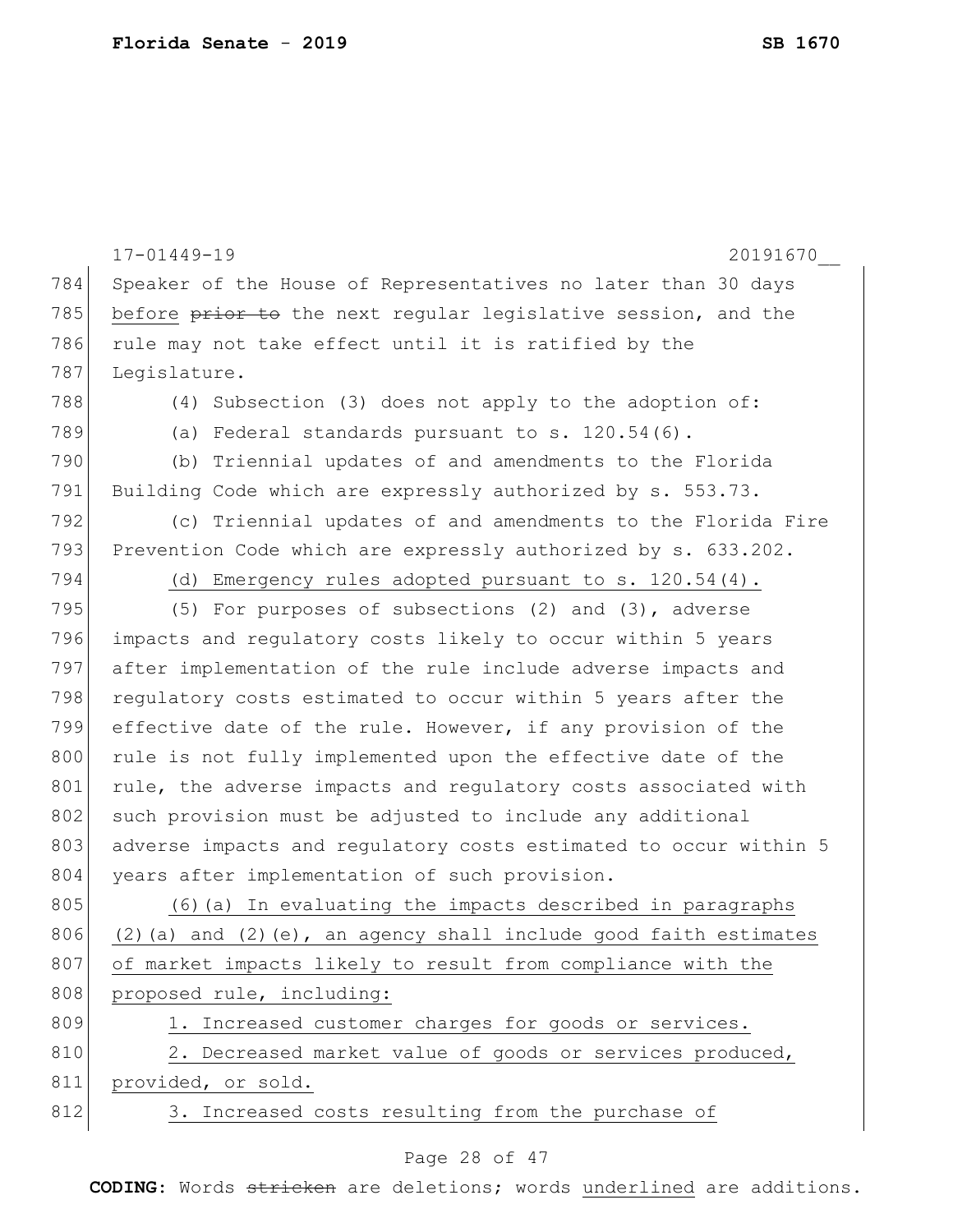Speaker of the House of Representatives no later than 30 days before ~~prior to~~ the next regular legislative session, and the rule may not take effect until it is ratified by the Legislature.

(4) Subsection (3) does not apply to the adoption of:

(a) Federal standards pursuant to s. 120.54(6).

(b) Triennial updates of and amendments to the Florida Building Code which are expressly authorized by s. 553.73.

(c) Triennial updates of and amendments to the Florida Fire Prevention Code which are expressly authorized by s. 633.202.

<u>(d) Emergency rules adopted pursuant to s. 120.54(4).</u>

(5) For purposes of subsections (2) and (3), adverse impacts and regulatory costs likely to occur within 5 years after implementation of the rule include adverse impacts and regulatory costs estimated to occur within 5 years after the effective date of the rule. However, if any provision of the rule is not fully implemented upon the effective date of the rule, the adverse impacts and regulatory costs associated with such provision must be adjusted to include any additional adverse impacts and regulatory costs estimated to occur within 5 years after implementation of such provision.

<u>(6)(a) In evaluating the impacts described in paragraphs (2)(a) and (2)(e), an agency shall include good faith estimates of market impacts likely to result from compliance with the proposed rule, including:</u>

<u>1. Increased customer charges for goods or services.</u>

<u>2. Decreased market value of goods or services produced, provided, or sold.</u>

<u>3. Increased costs resulting from the purchase of</u>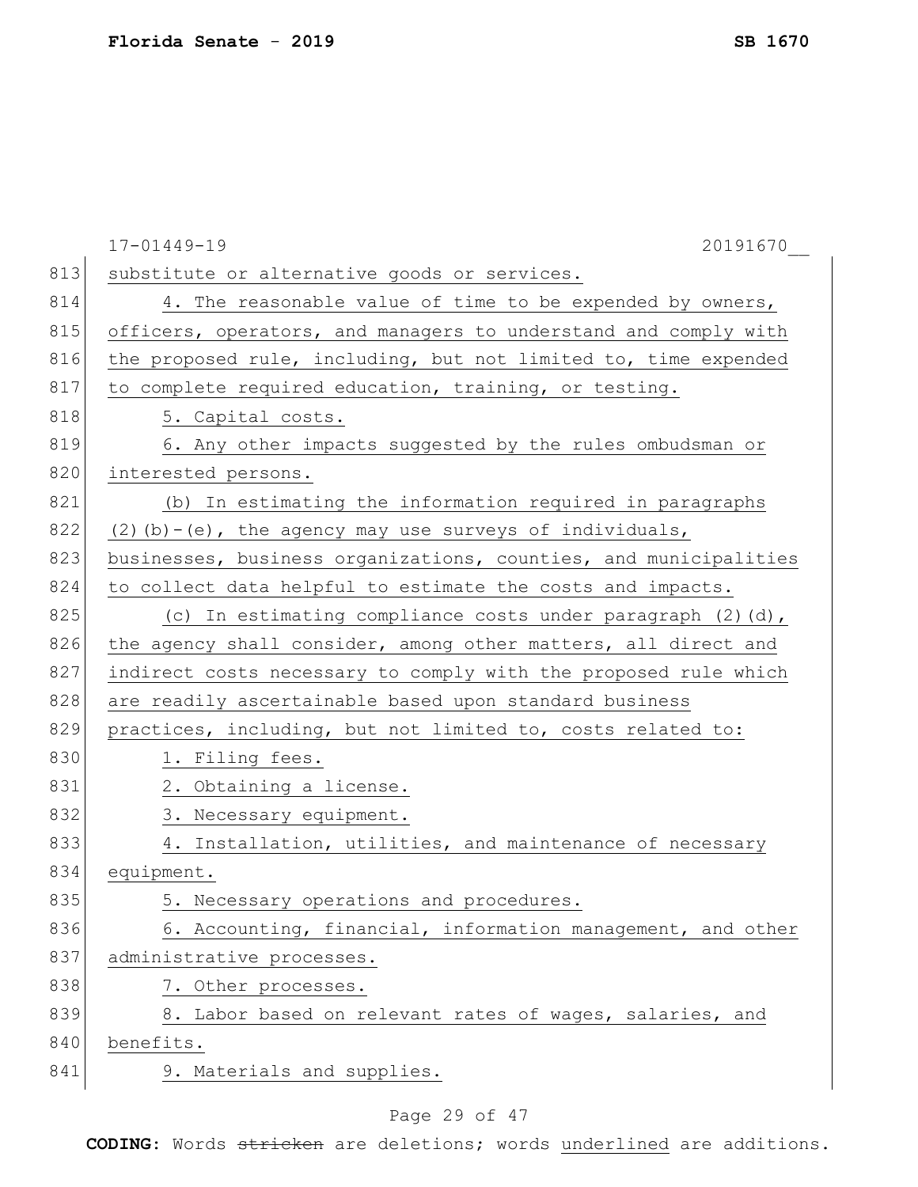substitute or alternative goods or services.

4. The reasonable value of time to be expended by owners, officers, operators, and managers to understand and comply with the proposed rule, including, but not limited to, time expended to complete required education, training, or testing.

5. Capital costs.

6. Any other impacts suggested by the rules ombudsman or interested persons.

(b) In estimating the information required in paragraphs (2)(b)-(e), the agency may use surveys of individuals, businesses, business organizations, counties, and municipalities to collect data helpful to estimate the costs and impacts.

(c) In estimating compliance costs under paragraph (2)(d), the agency shall consider, among other matters, all direct and indirect costs necessary to comply with the proposed rule which are readily ascertainable based upon standard business practices, including, but not limited to, costs related to:

1. Filing fees.

2. Obtaining a license.

3. Necessary equipment.

4. Installation, utilities, and maintenance of necessary equipment.

5. Necessary operations and procedures.

6. Accounting, financial, information management, and other administrative processes.

7. Other processes.

8. Labor based on relevant rates of wages, salaries, and benefits.

9. Materials and supplies.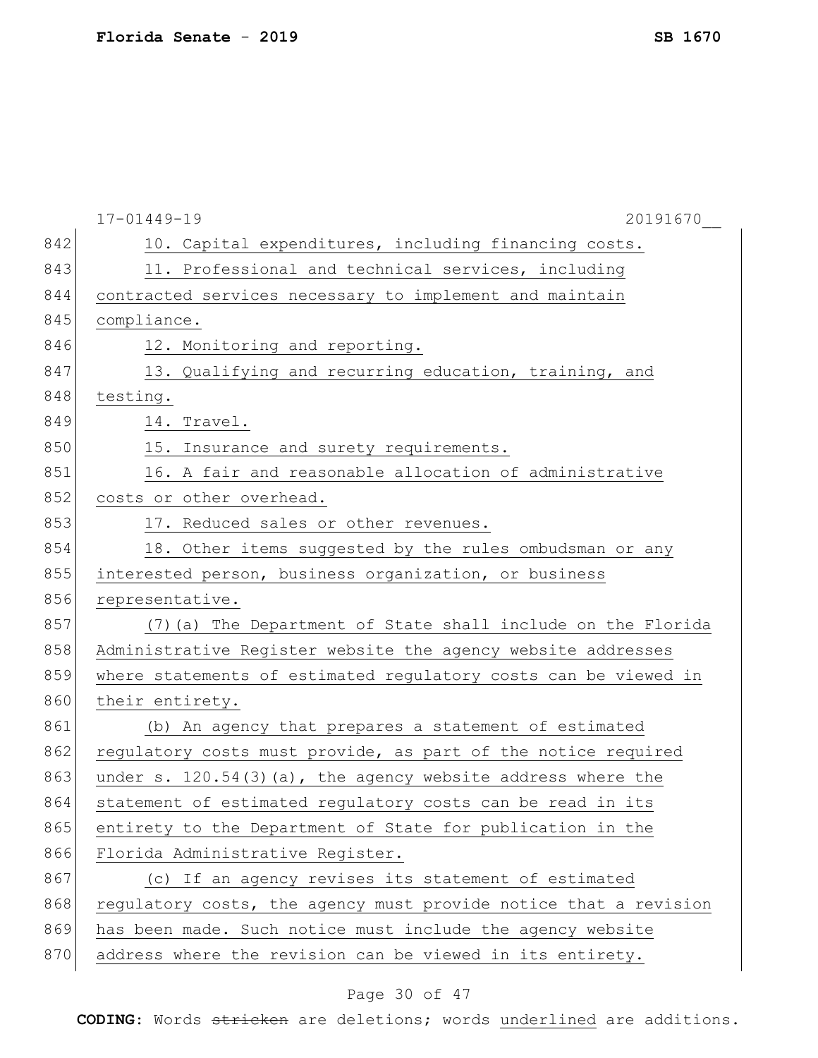10. Capital expenditures, including financing costs.

11. Professional and technical services, including contracted services necessary to implement and maintain compliance.

12. Monitoring and reporting.

13. Qualifying and recurring education, training, and testing.

14. Travel.

15. Insurance and surety requirements.

16. A fair and reasonable allocation of administrative costs or other overhead.

17. Reduced sales or other revenues.

18. Other items suggested by the rules ombudsman or any interested person, business organization, or business representative.

(7)(a) The Department of State shall include on the Florida Administrative Register website the agency website addresses where statements of estimated regulatory costs can be viewed in their entirety.

(b) An agency that prepares a statement of estimated regulatory costs must provide, as part of the notice required under s. 120.54(3)(a), the agency website address where the statement of estimated regulatory costs can be read in its entirety to the Department of State for publication in the Florida Administrative Register.

(c) If an agency revises its statement of estimated regulatory costs, the agency must provide notice that a revision has been made. Such notice must include the agency website address where the revision can be viewed in its entirety.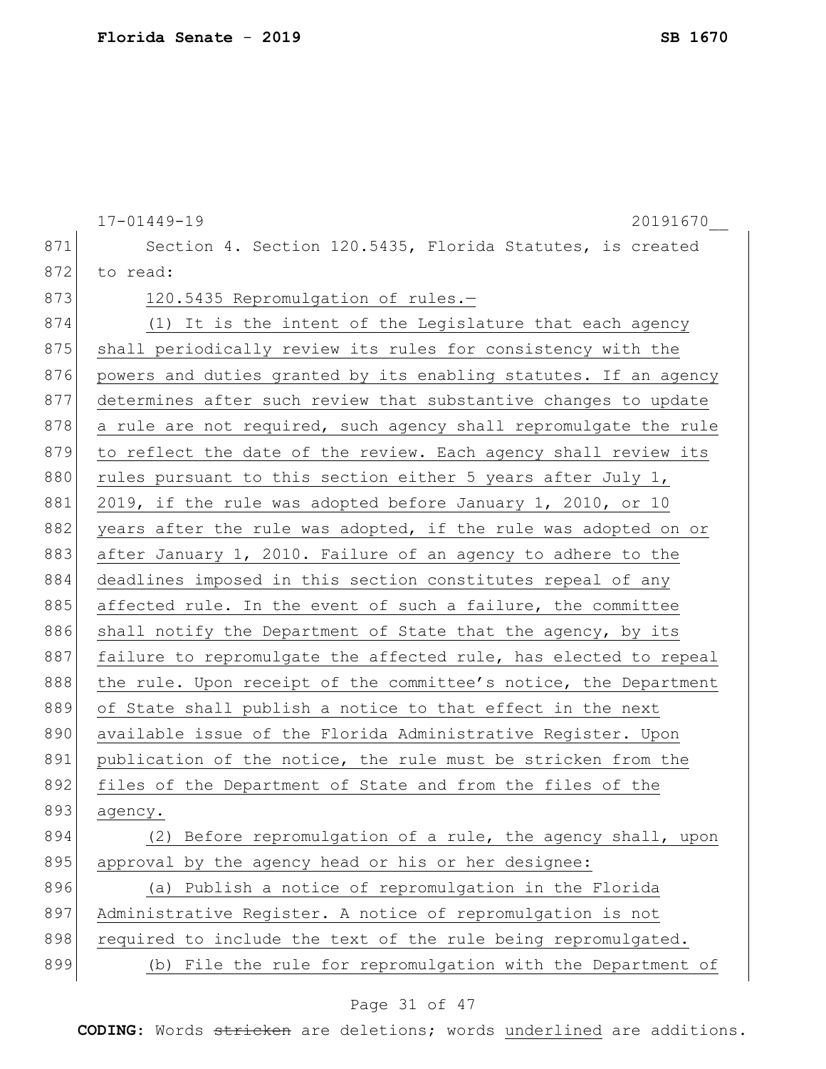17-01449-19 20191670__

Section 4. Section 120.5435, Florida Statutes, is created to read:

120.5435 Repromulgation of rules.—

(1) It is the intent of the Legislature that each agency shall periodically review its rules for consistency with the powers and duties granted by its enabling statutes. If an agency determines after such review that substantive changes to update a rule are not required, such agency shall repromulgate the rule to reflect the date of the review. Each agency shall review its rules pursuant to this section either 5 years after July 1, 2019, if the rule was adopted before January 1, 2010, or 10 years after the rule was adopted, if the rule was adopted on or after January 1, 2010. Failure of an agency to adhere to the deadlines imposed in this section constitutes repeal of any affected rule. In the event of such a failure, the committee shall notify the Department of State that the agency, by its failure to repromulgate the affected rule, has elected to repeal the rule. Upon receipt of the committee's notice, the Department of State shall publish a notice to that effect in the next available issue of the Florida Administrative Register. Upon publication of the notice, the rule must be stricken from the files of the Department of State and from the files of the agency.

(2) Before repromulgation of a rule, the agency shall, upon approval by the agency head or his or her designee:

(a) Publish a notice of repromulgation in the Florida Administrative Register. A notice of repromulgation is not required to include the text of the rule being repromulgated.

(b) File the rule for repromulgation with the Department of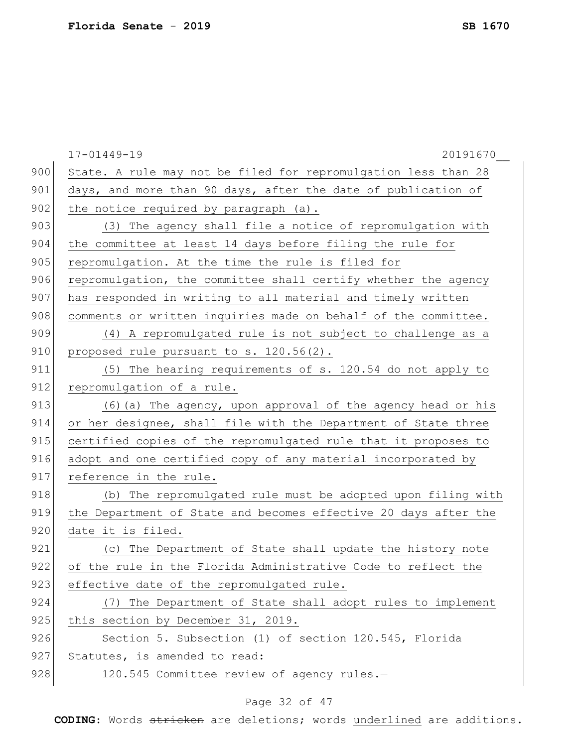State. A rule may not be filed for repromulgation less than 28 days, and more than 90 days, after the date of publication of the notice required by paragraph (a).

(3) The agency shall file a notice of repromulgation with the committee at least 14 days before filing the rule for repromulgation. At the time the rule is filed for repromulgation, the committee shall certify whether the agency has responded in writing to all material and timely written comments or written inquiries made on behalf of the committee.

(4) A repromulgated rule is not subject to challenge as a proposed rule pursuant to s. 120.56(2).

(5) The hearing requirements of s. 120.54 do not apply to repromulgation of a rule.

(6)(a) The agency, upon approval of the agency head or his or her designee, shall file with the Department of State three certified copies of the repromulgated rule that it proposes to adopt and one certified copy of any material incorporated by reference in the rule.

(b) The repromulgated rule must be adopted upon filing with the Department of State and becomes effective 20 days after the date it is filed.

(c) The Department of State shall update the history note of the rule in the Florida Administrative Code to reflect the effective date of the repromulgated rule.

(7) The Department of State shall adopt rules to implement this section by December 31, 2019.

Section 5. Subsection (1) of section 120.545, Florida Statutes, is amended to read:

120.545 Committee review of agency rules.—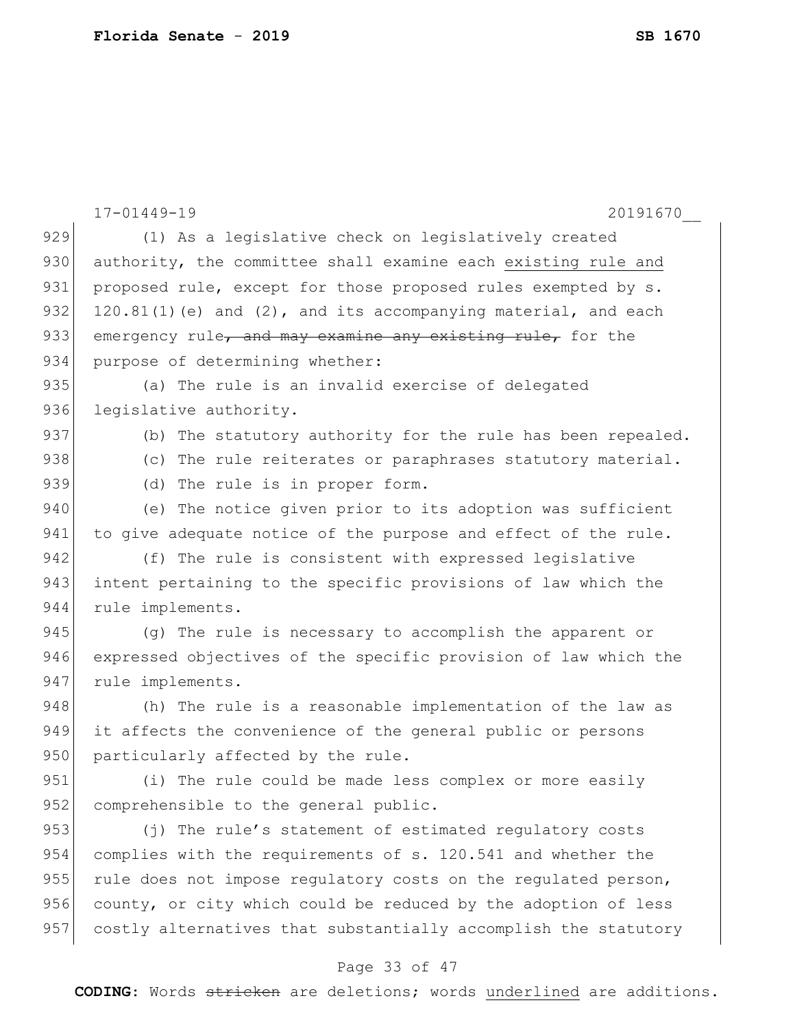(1) As a legislative check on legislatively created authority, the committee shall examine each <u>existing rule and</u> proposed rule, except for those proposed rules exempted by s. 120.81(1)(e) and (2), and its accompanying material, and each emergency rule~~, and may examine any existing rule,~~ for the purpose of determining whether:

(a) The rule is an invalid exercise of delegated legislative authority.

(b) The statutory authority for the rule has been repealed.

(c) The rule reiterates or paraphrases statutory material.

(d) The rule is in proper form.

(e) The notice given prior to its adoption was sufficient to give adequate notice of the purpose and effect of the rule.

(f) The rule is consistent with expressed legislative intent pertaining to the specific provisions of law which the rule implements.

(g) The rule is necessary to accomplish the apparent or expressed objectives of the specific provision of law which the rule implements.

(h) The rule is a reasonable implementation of the law as it affects the convenience of the general public or persons particularly affected by the rule.

(i) The rule could be made less complex or more easily comprehensible to the general public.

(j) The rule's statement of estimated regulatory costs complies with the requirements of s. 120.541 and whether the rule does not impose regulatory costs on the regulated person, county, or city which could be reduced by the adoption of less costly alternatives that substantially accomplish the statutory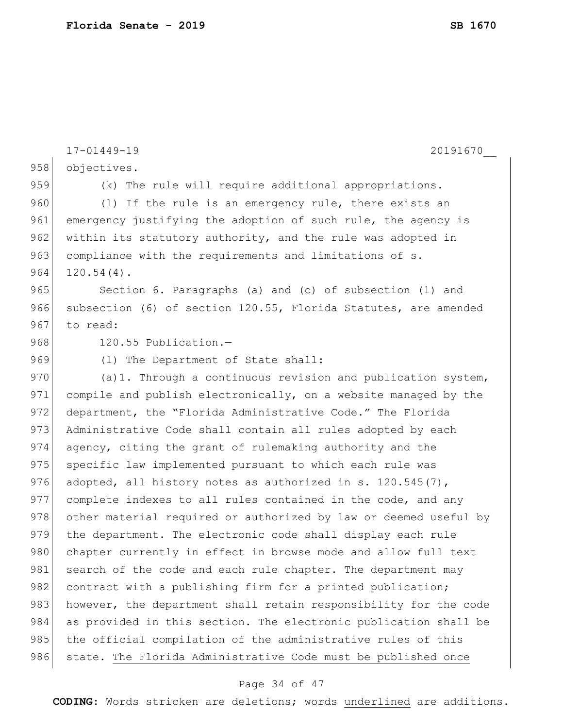objectives.

(k) The rule will require additional appropriations.

(l) If the rule is an emergency rule, there exists an emergency justifying the adoption of such rule, the agency is within its statutory authority, and the rule was adopted in compliance with the requirements and limitations of s. 120.54(4).

Section 6. Paragraphs (a) and (c) of subsection (1) and subsection (6) of section 120.55, Florida Statutes, are amended to read:

120.55 Publication.—

(1) The Department of State shall:

(a)1. Through a continuous revision and publication system, compile and publish electronically, on a website managed by the department, the "Florida Administrative Code." The Florida Administrative Code shall contain all rules adopted by each agency, citing the grant of rulemaking authority and the specific law implemented pursuant to which each rule was adopted, all history notes as authorized in s. 120.545(7), complete indexes to all rules contained in the code, and any other material required or authorized by law or deemed useful by the department. The electronic code shall display each rule chapter currently in effect in browse mode and allow full text search of the code and each rule chapter. The department may contract with a publishing firm for a printed publication; however, the department shall retain responsibility for the code as provided in this section. The electronic publication shall be the official compilation of the administrative rules of this state. <u>The Florida Administrative Code must be published once</u>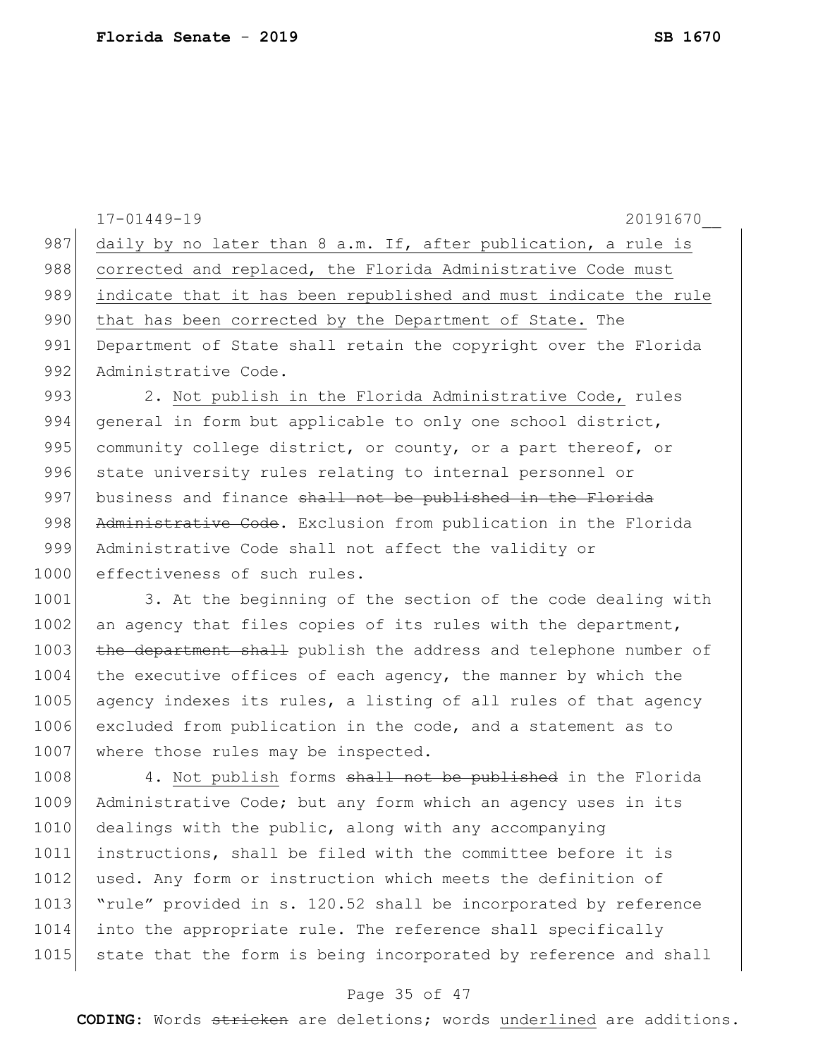17-01449-19 20191670__

987 daily by no later than 8 a.m. If, after publication, a rule is
988 corrected and replaced, the Florida Administrative Code must
989 indicate that it has been republished and must indicate the rule
990 that has been corrected by the Department of State. The
991 Department of State shall retain the copyright over the Florida
992 Administrative Code.

993 2. Not publish in the Florida Administrative Code, rules
994 general in form but applicable to only one school district,
995 community college district, or county, or a part thereof, or
996 state university rules relating to internal personnel or
997 business and finance ~~shall not be published in the Florida~~
998 ~~Administrative Code~~. Exclusion from publication in the Florida
999 Administrative Code shall not affect the validity or
1000 effectiveness of such rules.

1001 3. At the beginning of the section of the code dealing with
1002 an agency that files copies of its rules with the department,
1003 ~~the department shall~~ publish the address and telephone number of
1004 the executive offices of each agency, the manner by which the
1005 agency indexes its rules, a listing of all rules of that agency
1006 excluded from publication in the code, and a statement as to
1007 where those rules may be inspected.

1008 4. Not publish forms ~~shall not be published~~ in the Florida
1009 Administrative Code; but any form which an agency uses in its
1010 dealings with the public, along with any accompanying
1011 instructions, shall be filed with the committee before it is
1012 used. Any form or instruction which meets the definition of
1013 "rule" provided in s. 120.52 shall be incorporated by reference
1014 into the appropriate rule. The reference shall specifically
1015 state that the form is being incorporated by reference and shall

**CODING:** Words ~~stricken~~ are deletions; words underlined are additions.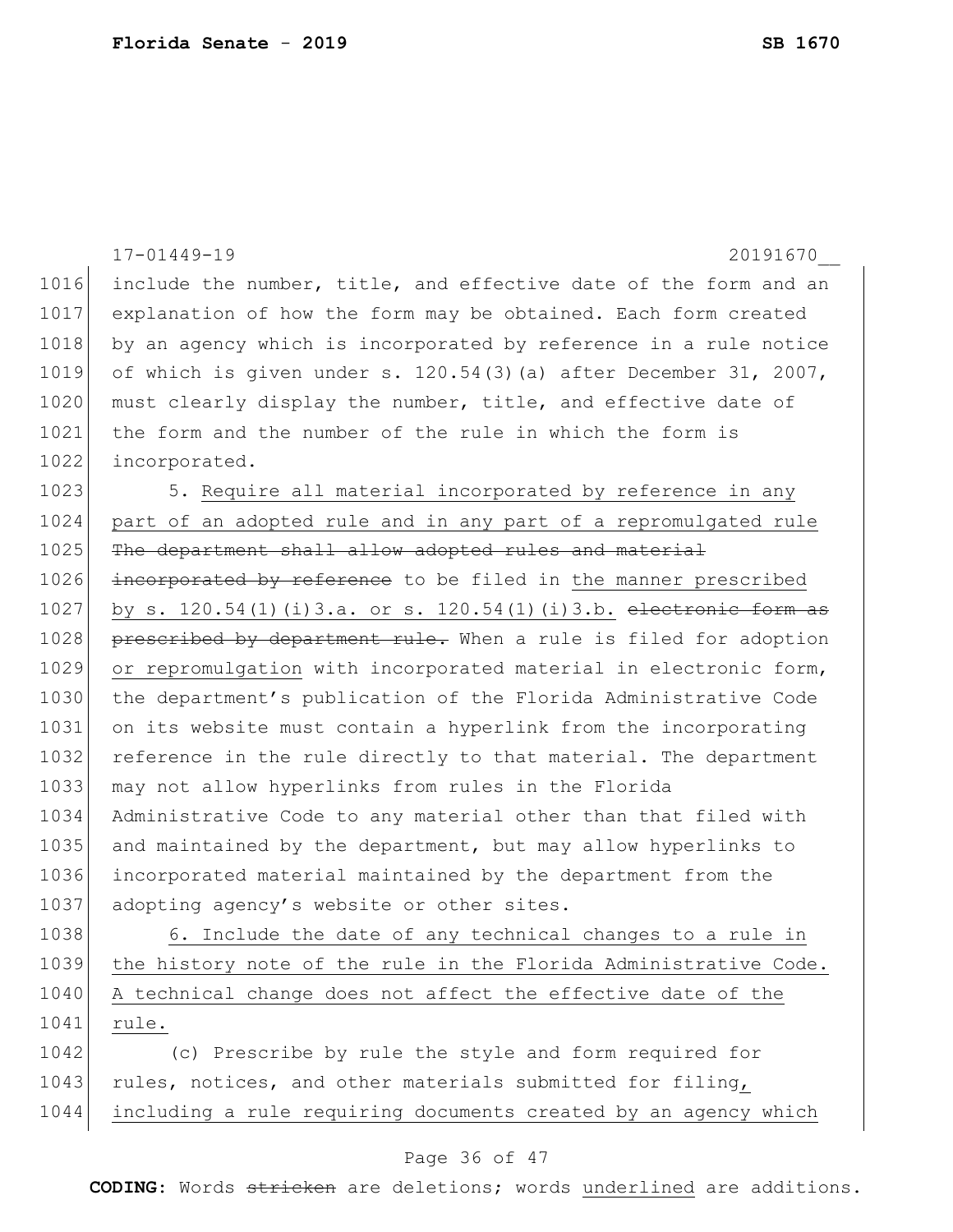include the number, title, and effective date of the form and an explanation of how the form may be obtained. Each form created by an agency which is incorporated by reference in a rule notice of which is given under s. 120.54(3)(a) after December 31, 2007, must clearly display the number, title, and effective date of the form and the number of the rule in which the form is incorporated.

5. <u>Require all material incorporated by reference in any part of an adopted rule and in any part of a repromulgated rule</u> ~~The department shall allow adopted rules and material incorporated by reference~~ to be filed in <u>the manner prescribed by s. 120.54(1)(i)3.a. or s. 120.54(1)(i)3.b.</u> ~~electronic form as prescribed by department rule.~~ When a rule is filed for adoption <u>or repromulgation</u> with incorporated material in electronic form, the department's publication of the Florida Administrative Code on its website must contain a hyperlink from the incorporating reference in the rule directly to that material. The department may not allow hyperlinks from rules in the Florida Administrative Code to any material other than that filed with and maintained by the department, but may allow hyperlinks to incorporated material maintained by the department from the adopting agency's website or other sites.

<u>6. Include the date of any technical changes to a rule in the history note of the rule in the Florida Administrative Code. A technical change does not affect the effective date of the rule.</u>

(c) Prescribe by rule the style and form required for rules, notices, and other materials submitted for filing<u>, including a rule requiring documents created by an agency which</u>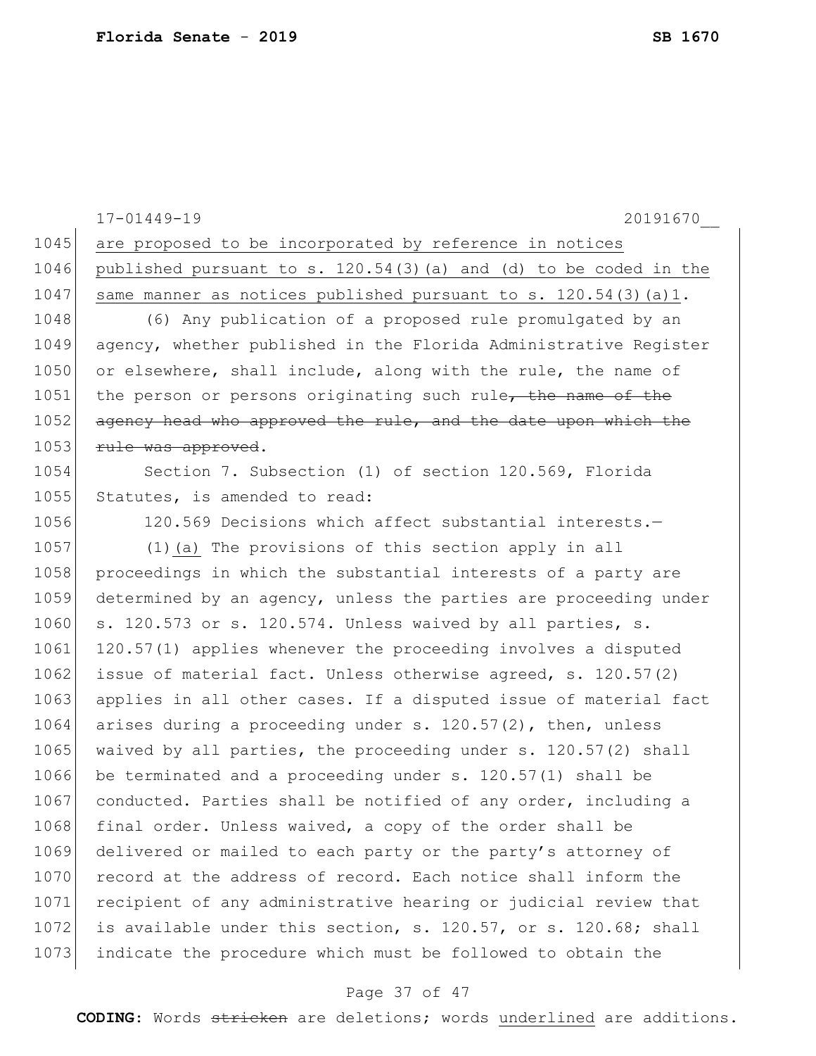are proposed to be incorporated by reference in notices published pursuant to s. 120.54(3)(a) and (d) to be coded in the same manner as notices published pursuant to s. 120.54(3)(a)1.

(6) Any publication of a proposed rule promulgated by an agency, whether published in the Florida Administrative Register or elsewhere, shall include, along with the rule, the name of the person or persons originating such rule~~, the name of the agency head who approved the rule, and the date upon which the rule was approved~~.

Section 7. Subsection (1) of section 120.569, Florida Statutes, is amended to read:

120.569 Decisions which affect substantial interests.—

(1)<u>(a)</u> The provisions of this section apply in all proceedings in which the substantial interests of a party are determined by an agency, unless the parties are proceeding under s. 120.573 or s. 120.574. Unless waived by all parties, s. 120.57(1) applies whenever the proceeding involves a disputed issue of material fact. Unless otherwise agreed, s. 120.57(2) applies in all other cases. If a disputed issue of material fact arises during a proceeding under s. 120.57(2), then, unless waived by all parties, the proceeding under s. 120.57(2) shall be terminated and a proceeding under s. 120.57(1) shall be conducted. Parties shall be notified of any order, including a final order. Unless waived, a copy of the order shall be delivered or mailed to each party or the party's attorney of record at the address of record. Each notice shall inform the recipient of any administrative hearing or judicial review that is available under this section, s. 120.57, or s. 120.68; shall indicate the procedure which must be followed to obtain the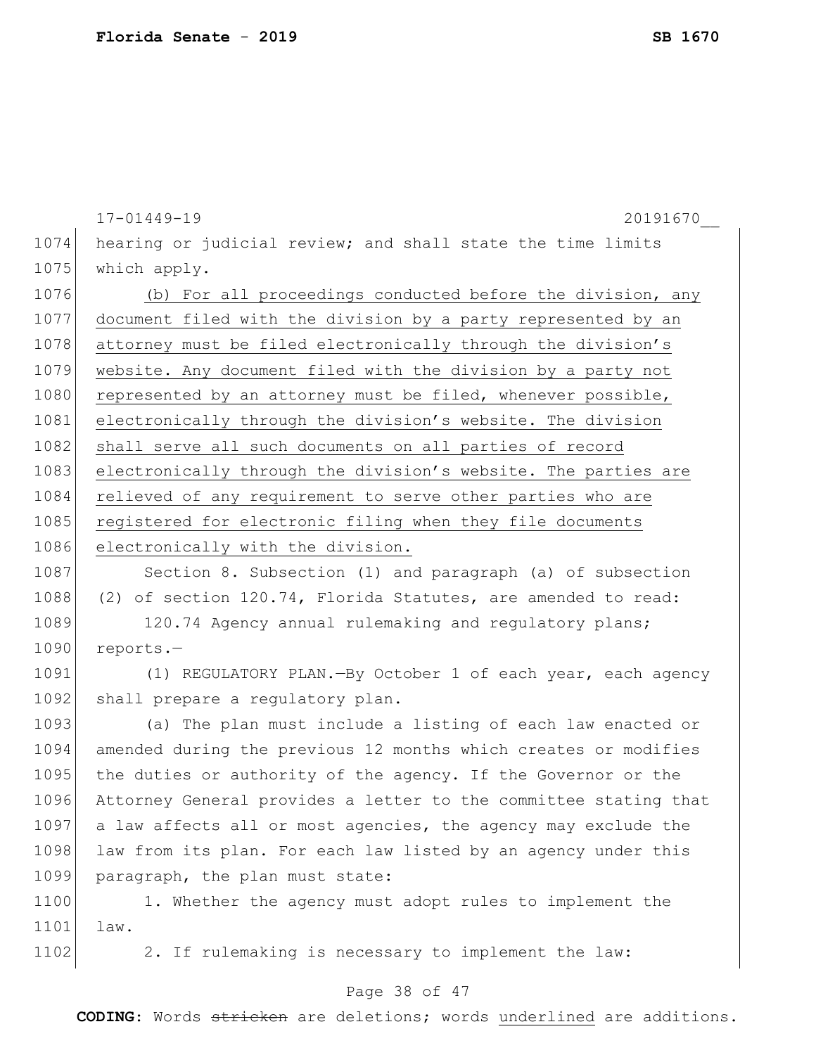hearing or judicial review; and shall state the time limits which apply.

(b) For all proceedings conducted before the division, any document filed with the division by a party represented by an attorney must be filed electronically through the division's website. Any document filed with the division by a party not represented by an attorney must be filed, whenever possible, electronically through the division's website. The division shall serve all such documents on all parties of record electronically through the division's website. The parties are relieved of any requirement to serve other parties who are registered for electronic filing when they file documents electronically with the division.

Section 8. Subsection (1) and paragraph (a) of subsection (2) of section 120.74, Florida Statutes, are amended to read:

120.74 Agency annual rulemaking and regulatory plans; reports.—

(1) REGULATORY PLAN.—By October 1 of each year, each agency shall prepare a regulatory plan.

(a) The plan must include a listing of each law enacted or amended during the previous 12 months which creates or modifies the duties or authority of the agency. If the Governor or the Attorney General provides a letter to the committee stating that a law affects all or most agencies, the agency may exclude the law from its plan. For each law listed by an agency under this paragraph, the plan must state:

1. Whether the agency must adopt rules to implement the law.

2. If rulemaking is necessary to implement the law: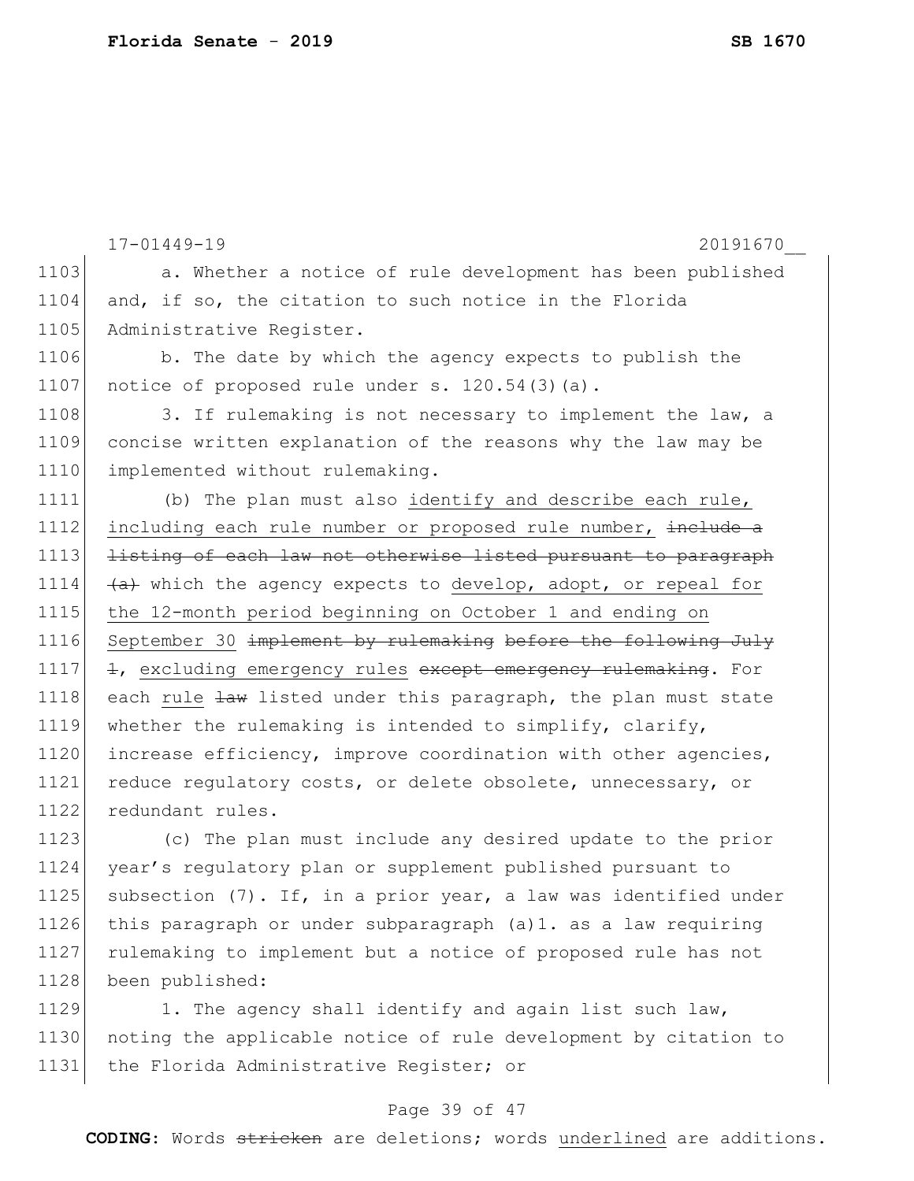17-01449-19 20191670__

a. Whether a notice of rule development has been published and, if so, the citation to such notice in the Florida Administrative Register.

b. The date by which the agency expects to publish the notice of proposed rule under s. 120.54(3)(a).

3. If rulemaking is not necessary to implement the law, a concise written explanation of the reasons why the law may be implemented without rulemaking.

(b) The plan must also <u>identify and describe each rule, including each rule number or proposed rule number,</u> ~~include a listing of each law not otherwise listed pursuant to paragraph (a)~~ which the agency expects to <u>develop, adopt, or repeal for the 12-month period beginning on October 1 and ending on September 30</u> ~~implement by rulemaking before the following July 1~~, <u>excluding emergency rules</u> ~~except emergency rulemaking~~. For each <u>rule</u> ~~law~~ listed under this paragraph, the plan must state whether the rulemaking is intended to simplify, clarify, increase efficiency, improve coordination with other agencies, reduce regulatory costs, or delete obsolete, unnecessary, or redundant rules.

(c) The plan must include any desired update to the prior year's regulatory plan or supplement published pursuant to subsection (7). If, in a prior year, a law was identified under this paragraph or under subparagraph (a)1. as a law requiring rulemaking to implement but a notice of proposed rule has not been published:

1. The agency shall identify and again list such law, noting the applicable notice of rule development by citation to the Florida Administrative Register; or

**CODING:** Words ~~stricken~~ are deletions; words <u>underlined</u> are additions.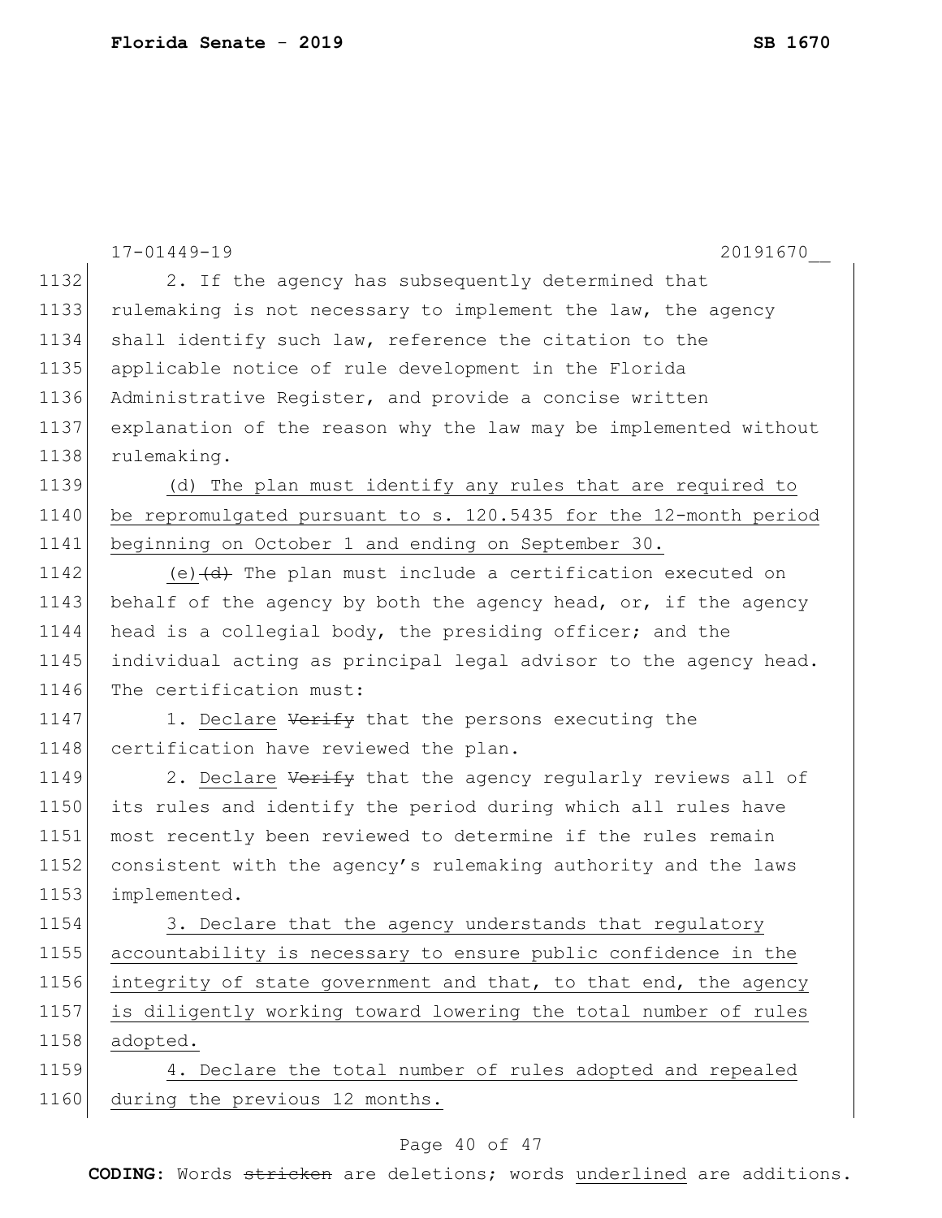2. If the agency has subsequently determined that rulemaking is not necessary to implement the law, the agency shall identify such law, reference the citation to the applicable notice of rule development in the Florida Administrative Register, and provide a concise written explanation of the reason why the law may be implemented without rulemaking.

<u>(d) The plan must identify any rules that are required to be repromulgated pursuant to s. 120.5435 for the 12-month period beginning on October 1 and ending on September 30.</u>

<u>(e)</u>~~(d)~~ The plan must include a certification executed on behalf of the agency by both the agency head, or, if the agency head is a collegial body, the presiding officer; and the individual acting as principal legal advisor to the agency head. The certification must:

1. <u>Declare</u> ~~Verify~~ that the persons executing the certification have reviewed the plan.

2. <u>Declare</u> ~~Verify~~ that the agency regularly reviews all of its rules and identify the period during which all rules have most recently been reviewed to determine if the rules remain consistent with the agency's rulemaking authority and the laws implemented.

<u>3. Declare that the agency understands that regulatory accountability is necessary to ensure public confidence in the integrity of state government and that, to that end, the agency is diligently working toward lowering the total number of rules adopted.</u>

<u>4. Declare the total number of rules adopted and repealed during the previous 12 months.</u>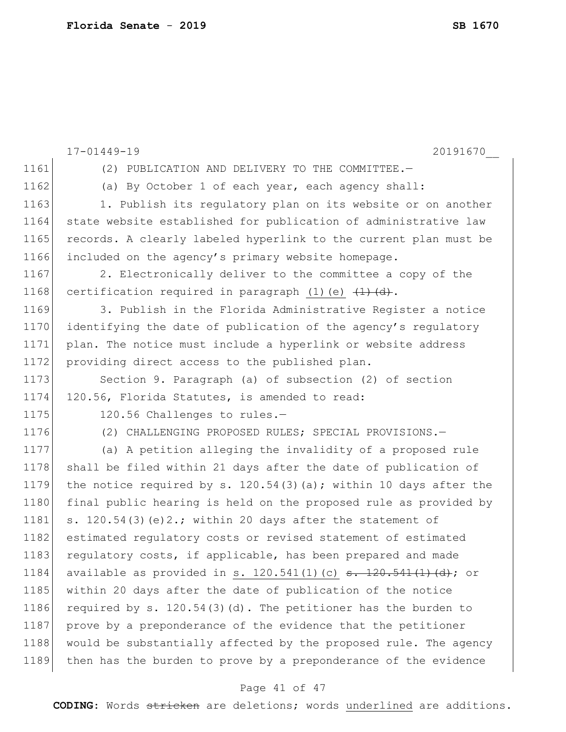(2) PUBLICATION AND DELIVERY TO THE COMMITTEE.—

(a) By October 1 of each year, each agency shall:

1. Publish its regulatory plan on its website or on another state website established for publication of administrative law records. A clearly labeled hyperlink to the current plan must be included on the agency's primary website homepage.

2. Electronically deliver to the committee a copy of the certification required in paragraph <u>(1)(e)</u> ~~(1)(d)~~.

3. Publish in the Florida Administrative Register a notice identifying the date of publication of the agency's regulatory plan. The notice must include a hyperlink or website address providing direct access to the published plan.

Section 9. Paragraph (a) of subsection (2) of section 120.56, Florida Statutes, is amended to read:

120.56 Challenges to rules.—

(2) CHALLENGING PROPOSED RULES; SPECIAL PROVISIONS.—

(a) A petition alleging the invalidity of a proposed rule shall be filed within 21 days after the date of publication of the notice required by s. 120.54(3)(a); within 10 days after the final public hearing is held on the proposed rule as provided by s. 120.54(3)(e)2.; within 20 days after the statement of estimated regulatory costs or revised statement of estimated regulatory costs, if applicable, has been prepared and made available as provided in <u>s. 120.541(1)(c)</u> ~~s. 120.541(1)(d)~~; or within 20 days after the date of publication of the notice required by s. 120.54(3)(d). The petitioner has the burden to prove by a preponderance of the evidence that the petitioner would be substantially affected by the proposed rule. The agency then has the burden to prove by a preponderance of the evidence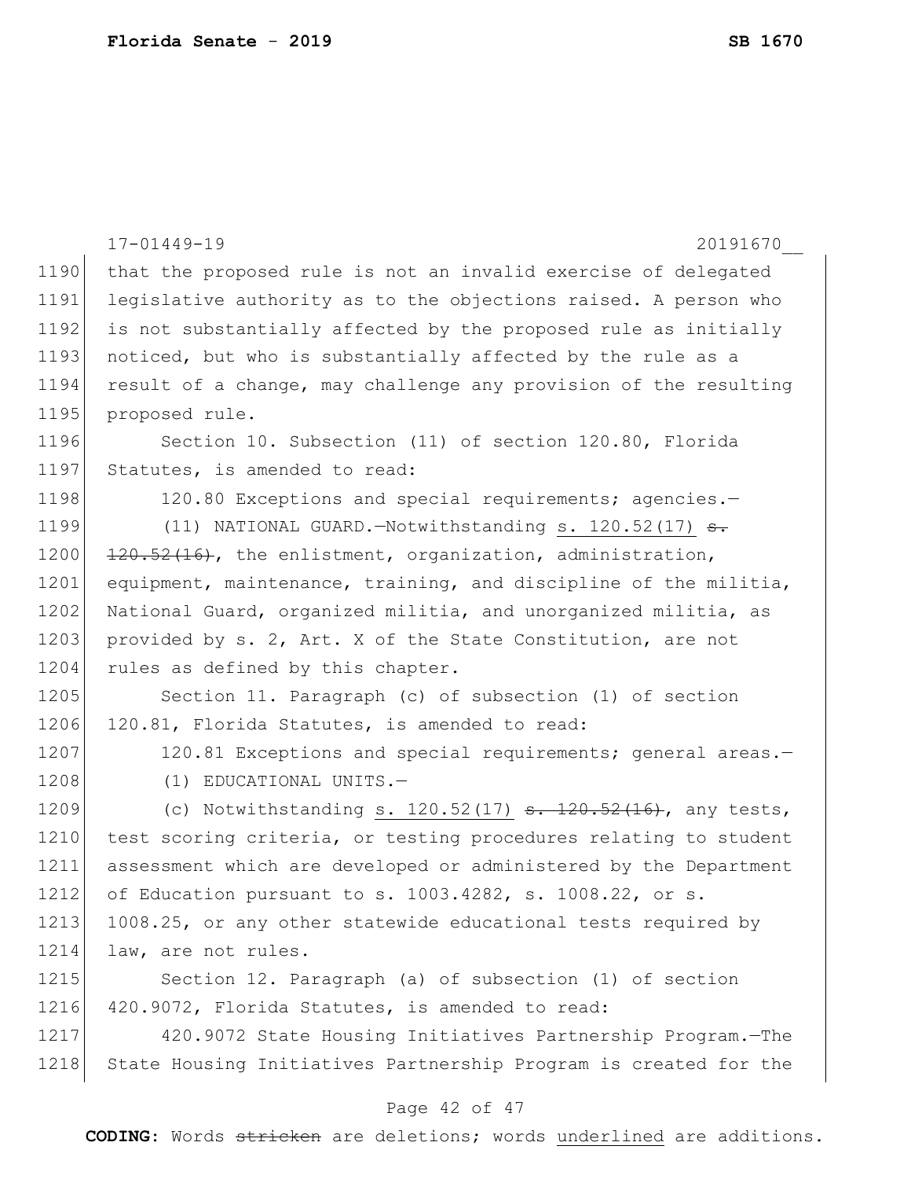that the proposed rule is not an invalid exercise of delegated legislative authority as to the objections raised. A person who is not substantially affected by the proposed rule as initially noticed, but who is substantially affected by the rule as a result of a change, may challenge any provision of the resulting proposed rule.

Section 10. Subsection (11) of section 120.80, Florida Statutes, is amended to read:

120.80 Exceptions and special requirements; agencies.—

(11) NATIONAL GUARD.—Notwithstanding <u>s. 120.52(17)</u> ~~s. 120.52(16)~~, the enlistment, organization, administration, equipment, maintenance, training, and discipline of the militia, National Guard, organized militia, and unorganized militia, as provided by s. 2, Art. X of the State Constitution, are not rules as defined by this chapter.

Section 11. Paragraph (c) of subsection (1) of section 120.81, Florida Statutes, is amended to read:

120.81 Exceptions and special requirements; general areas.—

(1) EDUCATIONAL UNITS.—

(c) Notwithstanding <u>s. 120.52(17)</u> ~~s. 120.52(16)~~, any tests, test scoring criteria, or testing procedures relating to student assessment which are developed or administered by the Department of Education pursuant to s. 1003.4282, s. 1008.22, or s. 1008.25, or any other statewide educational tests required by law, are not rules.

Section 12. Paragraph (a) of subsection (1) of section 420.9072, Florida Statutes, is amended to read:

420.9072 State Housing Initiatives Partnership Program.—The State Housing Initiatives Partnership Program is created for the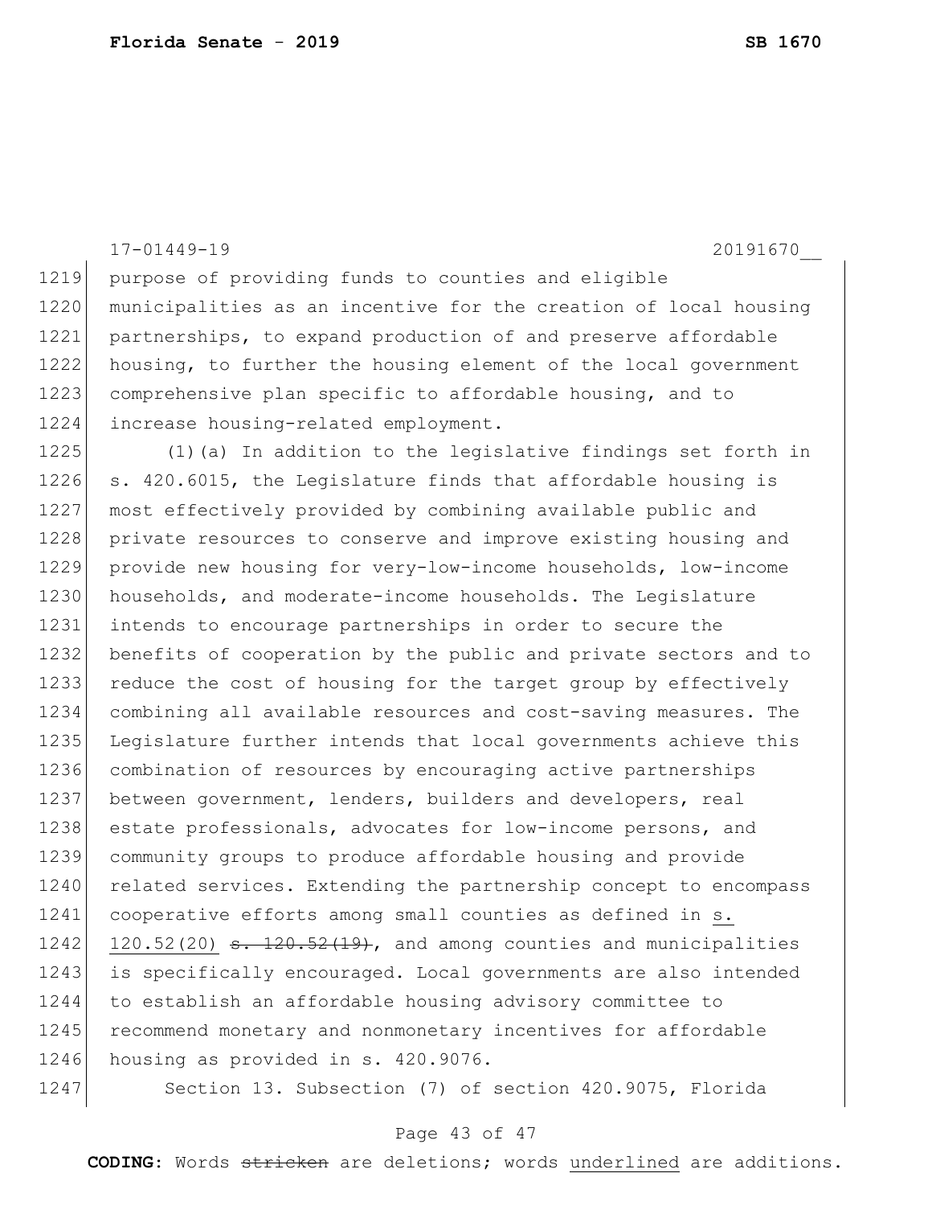purpose of providing funds to counties and eligible municipalities as an incentive for the creation of local housing partnerships, to expand production of and preserve affordable housing, to further the housing element of the local government comprehensive plan specific to affordable housing, and to increase housing-related employment.

(1)(a) In addition to the legislative findings set forth in s. 420.6015, the Legislature finds that affordable housing is most effectively provided by combining available public and private resources to conserve and improve existing housing and provide new housing for very-low-income households, low-income households, and moderate-income households. The Legislature intends to encourage partnerships in order to secure the benefits of cooperation by the public and private sectors and to reduce the cost of housing for the target group by effectively combining all available resources and cost-saving measures. The Legislature further intends that local governments achieve this combination of resources by encouraging active partnerships between government, lenders, builders and developers, real estate professionals, advocates for low-income persons, and community groups to produce affordable housing and provide related services. Extending the partnership concept to encompass cooperative efforts among small counties as defined in <u>s. 120.52(20)</u> ~~s. 120.52(19)~~, and among counties and municipalities is specifically encouraged. Local governments are also intended to establish an affordable housing advisory committee to recommend monetary and nonmonetary incentives for affordable housing as provided in s. 420.9076.

Section 13. Subsection (7) of section 420.9075, Florida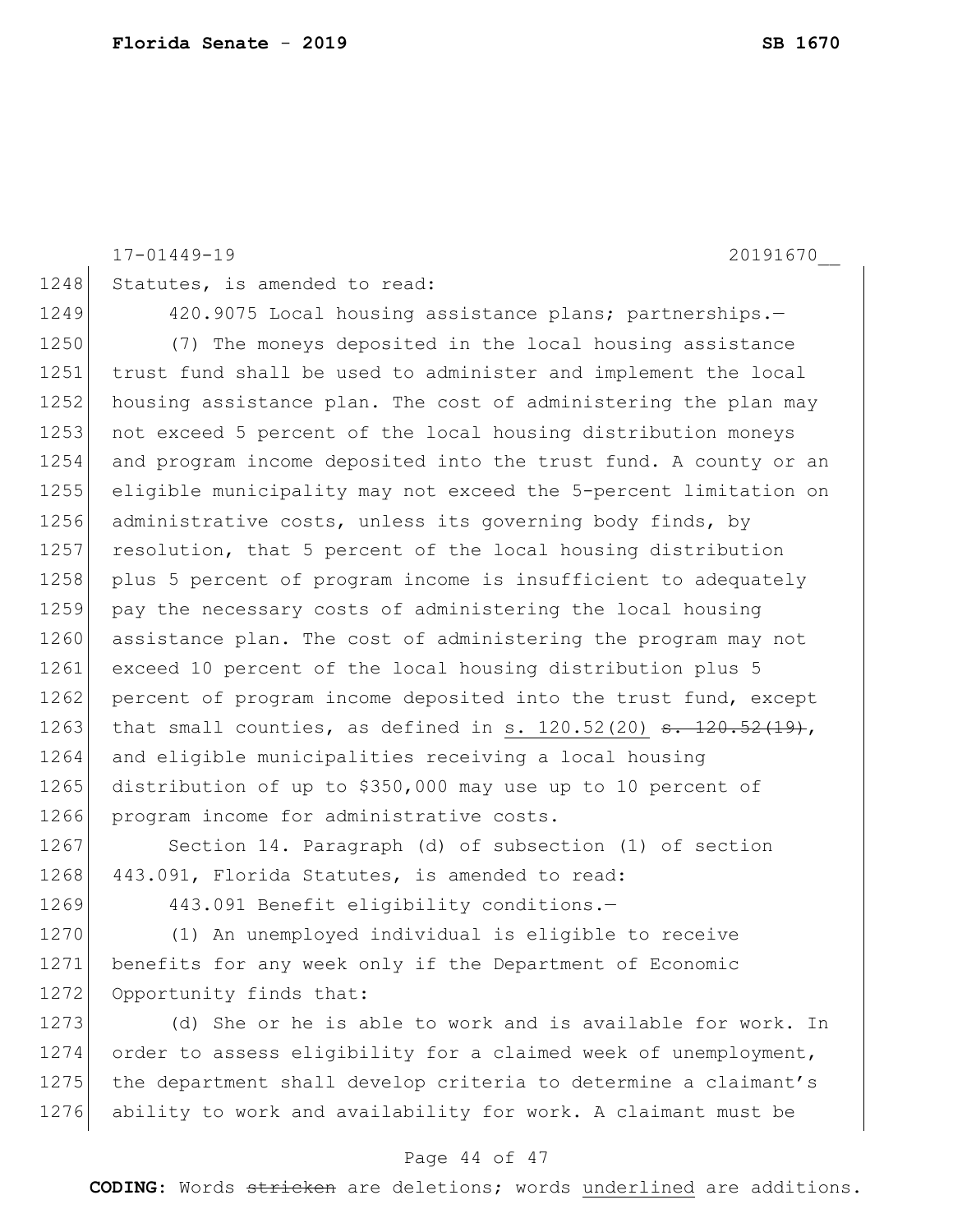17-01449-19 20191670__

1248 Statutes, is amended to read:

1249 420.9075 Local housing assistance plans; partnerships.—

1250 (7) The moneys deposited in the local housing assistance
1251 trust fund shall be used to administer and implement the local
1252 housing assistance plan. The cost of administering the plan may
1253 not exceed 5 percent of the local housing distribution moneys
1254 and program income deposited into the trust fund. A county or an
1255 eligible municipality may not exceed the 5-percent limitation on
1256 administrative costs, unless its governing body finds, by
1257 resolution, that 5 percent of the local housing distribution
1258 plus 5 percent of program income is insufficient to adequately
1259 pay the necessary costs of administering the local housing
1260 assistance plan. The cost of administering the program may not
1261 exceed 10 percent of the local housing distribution plus 5
1262 percent of program income deposited into the trust fund, except
1263 that small counties, as defined in <u>s. 120.52(20)</u> ~~s. 120.52(19)~~,
1264 and eligible municipalities receiving a local housing
1265 distribution of up to $350,000 may use up to 10 percent of
1266 program income for administrative costs.

1267 Section 14. Paragraph (d) of subsection (1) of section
1268 443.091, Florida Statutes, is amended to read:

1269 443.091 Benefit eligibility conditions.—

1270 (1) An unemployed individual is eligible to receive
1271 benefits for any week only if the Department of Economic
1272 Opportunity finds that:

1273 (d) She or he is able to work and is available for work. In
1274 order to assess eligibility for a claimed week of unemployment,
1275 the department shall develop criteria to determine a claimant's
1276 ability to work and availability for work. A claimant must be

**CODING:** Words ~~stricken~~ are deletions; words <u>underlined</u> are additions.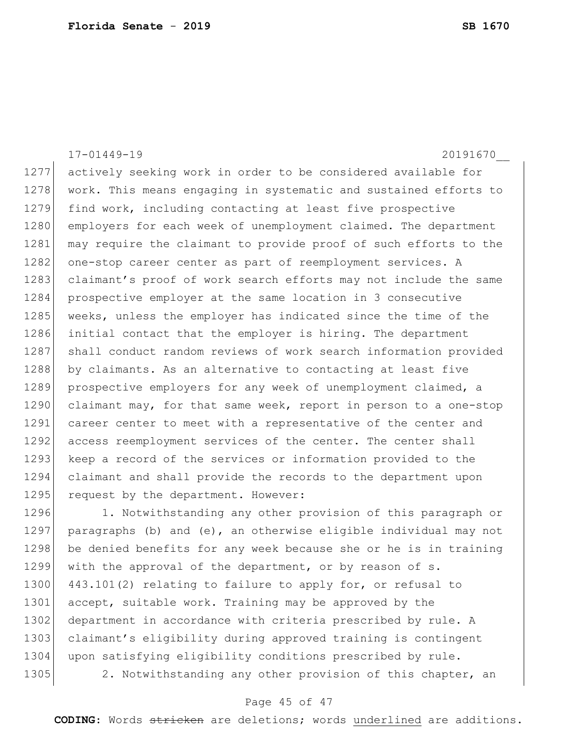actively seeking work in order to be considered available for work. This means engaging in systematic and sustained efforts to find work, including contacting at least five prospective employers for each week of unemployment claimed. The department may require the claimant to provide proof of such efforts to the one-stop career center as part of reemployment services. A claimant's proof of work search efforts may not include the same prospective employer at the same location in 3 consecutive weeks, unless the employer has indicated since the time of the initial contact that the employer is hiring. The department shall conduct random reviews of work search information provided by claimants. As an alternative to contacting at least five prospective employers for any week of unemployment claimed, a claimant may, for that same week, report in person to a one-stop career center to meet with a representative of the center and access reemployment services of the center. The center shall keep a record of the services or information provided to the claimant and shall provide the records to the department upon request by the department. However:

1. Notwithstanding any other provision of this paragraph or paragraphs (b) and (e), an otherwise eligible individual may not be denied benefits for any week because she or he is in training with the approval of the department, or by reason of s. 443.101(2) relating to failure to apply for, or refusal to accept, suitable work. Training may be approved by the department in accordance with criteria prescribed by rule. A claimant's eligibility during approved training is contingent upon satisfying eligibility conditions prescribed by rule.

2. Notwithstanding any other provision of this chapter, an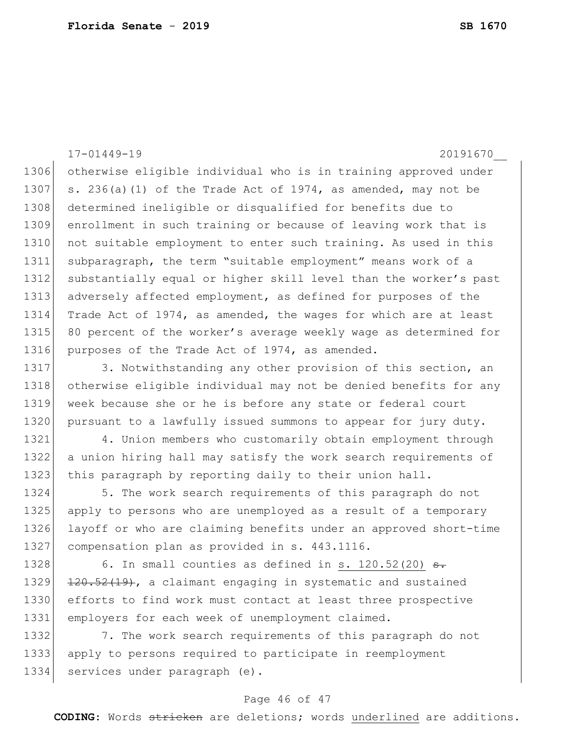otherwise eligible individual who is in training approved under s. 236(a)(1) of the Trade Act of 1974, as amended, may not be determined ineligible or disqualified for benefits due to enrollment in such training or because of leaving work that is not suitable employment to enter such training. As used in this subparagraph, the term "suitable employment" means work of a substantially equal or higher skill level than the worker's past adversely affected employment, as defined for purposes of the Trade Act of 1974, as amended, the wages for which are at least 80 percent of the worker's average weekly wage as determined for purposes of the Trade Act of 1974, as amended.

3. Notwithstanding any other provision of this section, an otherwise eligible individual may not be denied benefits for any week because she or he is before any state or federal court pursuant to a lawfully issued summons to appear for jury duty.

4. Union members who customarily obtain employment through a union hiring hall may satisfy the work search requirements of this paragraph by reporting daily to their union hall.

5. The work search requirements of this paragraph do not apply to persons who are unemployed as a result of a temporary layoff or who are claiming benefits under an approved short-time compensation plan as provided in s. 443.1116.

6. In small counties as defined in <u>s. 120.52(20)</u> ~~s. 120.52(19)~~, a claimant engaging in systematic and sustained efforts to find work must contact at least three prospective employers for each week of unemployment claimed.

7. The work search requirements of this paragraph do not apply to persons required to participate in reemployment services under paragraph (e).

**CODING:** Words ~~stricken~~ are deletions; words <u>underlined</u> are additions.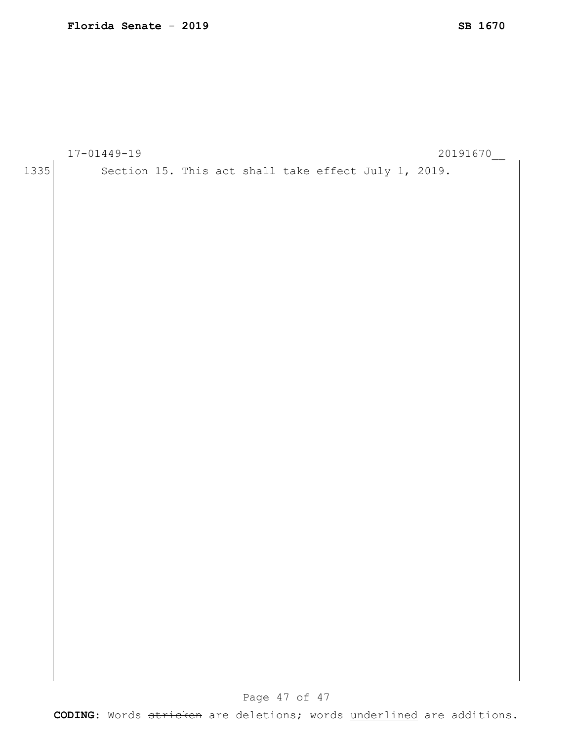Section 15. This act shall take effect July 1, 2019.